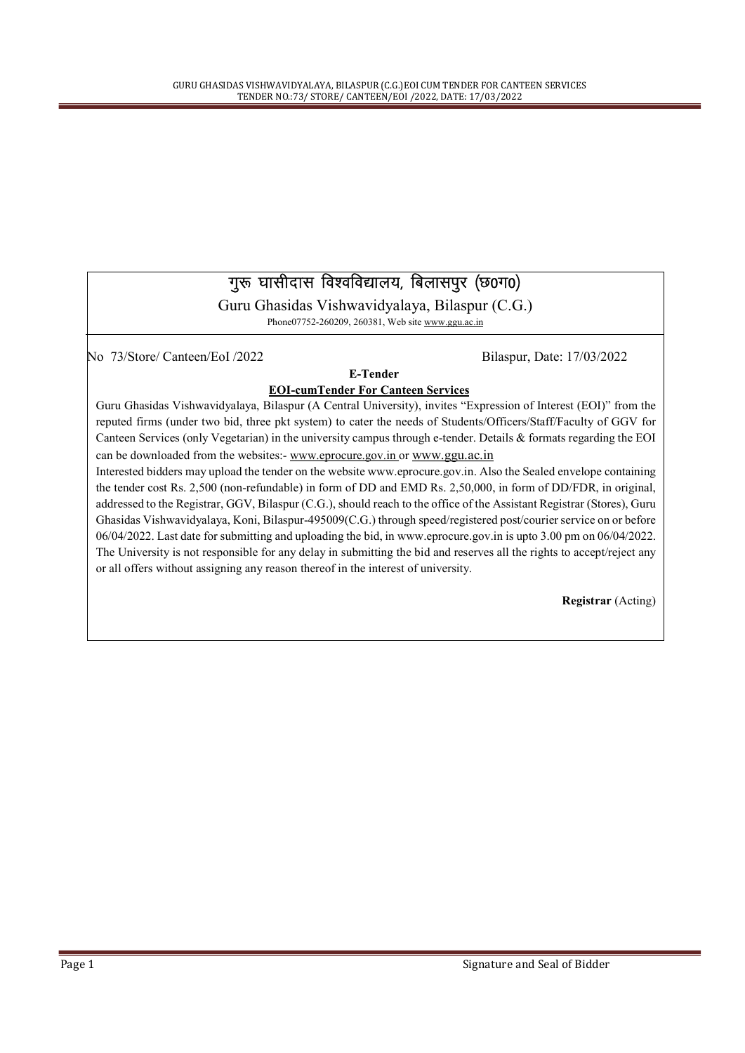# गुरू घासीदास विश्वविद्यालय, बिलासपुर (छ0ग0)

Guru Ghasidas Vishwavidyalaya, Bilaspur (C.G.)

Phone07752-260209, 260381, Web site www.ggu.ac.in

No 73/Store/ Canteen/EoI /2022 Bilaspur, Date: 17/03/2022

**E-Tender**

**EOI-cumTender For Canteen Services**

Guru Ghasidas Vishwavidyalaya, Bilaspur (A Central University), invites "Expression of Interest (EOI)" from the reputed firms (under two bid, three pkt system) to cater the needs of Students/Officers/Staff/Faculty of GGV for Canteen Services (only Vegetarian) in the university campus through e-tender. Details & formats regarding the EOI can be downloaded from the websites:- www.eprocure.gov.in or www.ggu.ac.in

Interested bidders may upload the tender on the website www.eprocure.gov.in. Also the Sealed envelope containing the tender cost Rs. 2,500 (non-refundable) in form of DD and EMD Rs. 2,50,000, in form of DD/FDR, in original, addressed to the Registrar, GGV, Bilaspur (C.G.), should reach to the office of the Assistant Registrar (Stores), Guru Ghasidas Vishwavidyalaya, Koni, Bilaspur-495009(C.G.) through speed/registered post/courier service on or before 06/04/2022. Last date for submitting and uploading the bid, in www.eprocure.gov.in is upto 3.00 pm on 06/04/2022. The University is not responsible for any delay in submitting the bid and reserves all the rights to accept/reject any or all offers without assigning any reason thereof in the interest of university.

**Registrar** (Acting)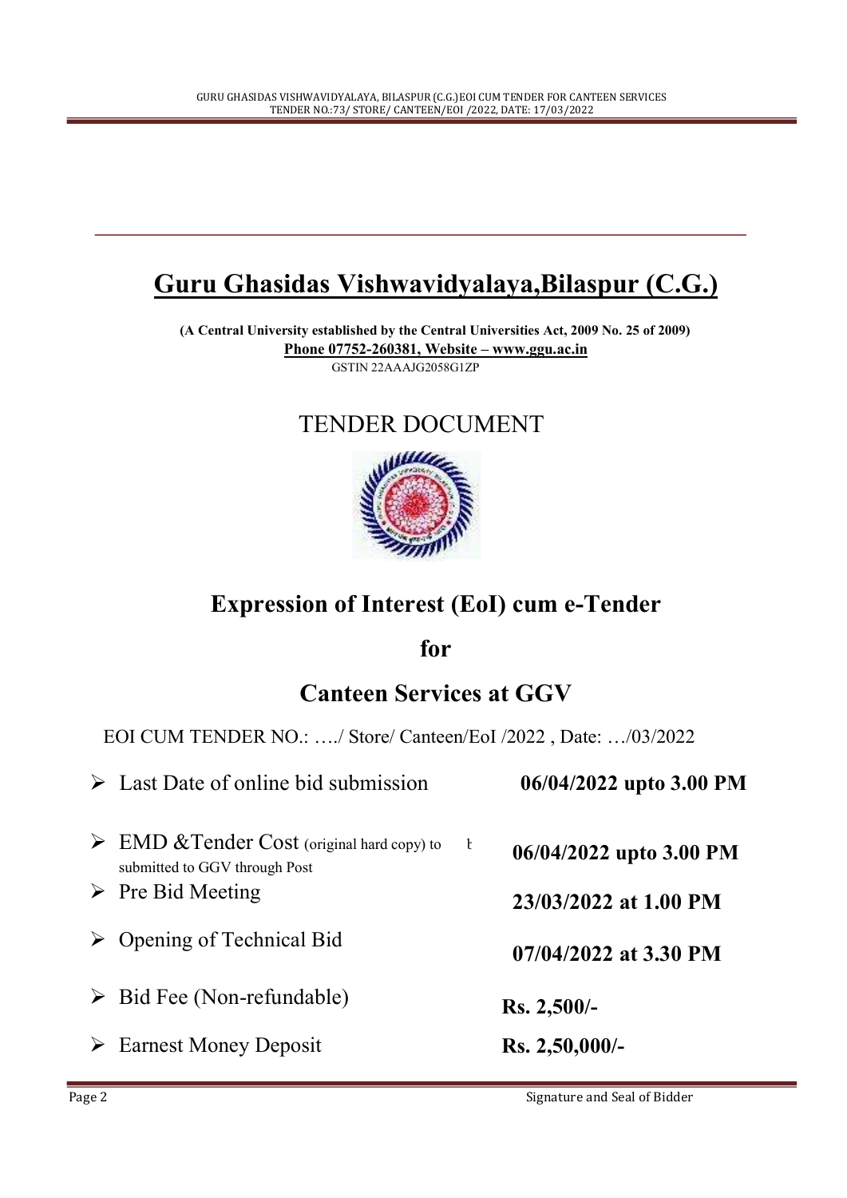# Guru Ghasidas Vishwavidyalaya,Bilaspur (C.G.)

**(A Central University established by the Central Universities Act, 2009 No. 25 of 2009)**

**Phone 07752-260381, Website – www.ggu.ac.in**

GSTIN 22AAAJG2058G1ZP

## TENDER DOCUMENT

## Expression of Interest (EoI) cum e-Tender

## for

## Canteen Services at GGV

EOI CUM TENDER NO.: …./ Store/ Canteen/EoI /2022 , Date: …/03/2022

- Last Date of online bid submission — **06/04/2022 upto 3.00 PM**
- EMD &Tender Cost (original hard copy) to be submitted to GGV through Post — **06/04/2022 upto 3.00 PM**
- Pre Bid Meeting — **23/03/2022 at 1.00 PM**
- Opening of Technical Bid — **07/04/2022 at 3.30 PM**
- Bid Fee (Non-refundable) — **Rs. 2,500/-**
- Earnest Money Deposit — **Rs. 2,50,000/-**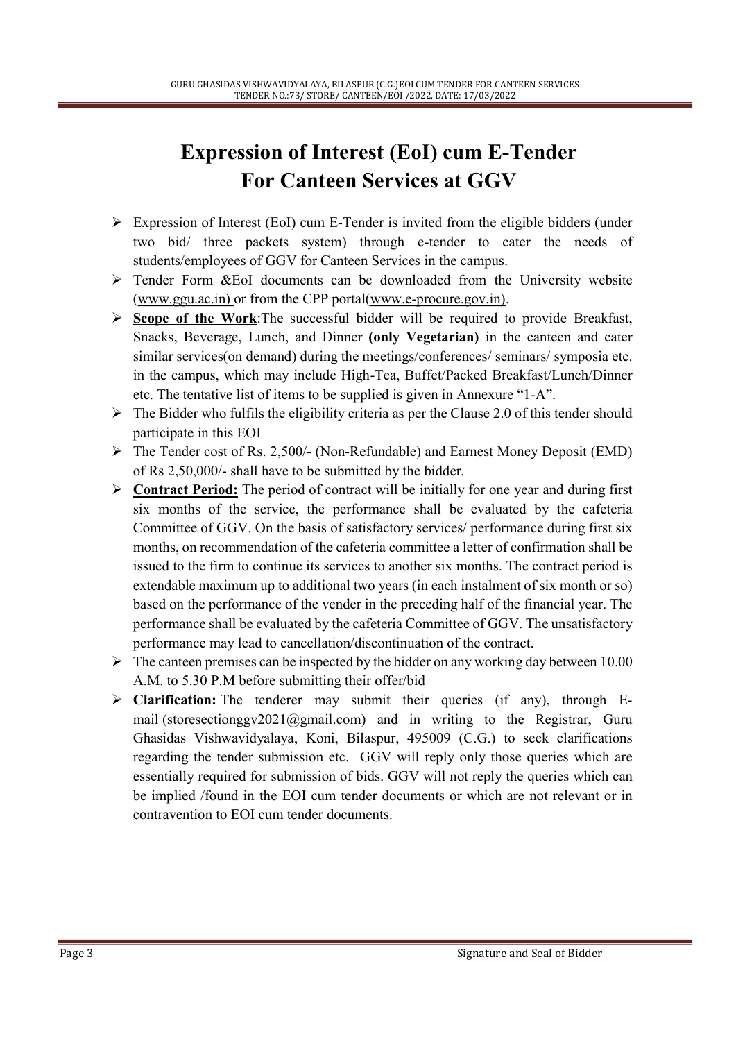# Expression of Interest (EoI) cum E-Tender For Canteen Services at GGV

- Expression of Interest (EoI) cum E-Tender is invited from the eligible bidders (under two bid/ three packets system) through e-tender to cater the needs of students/employees of GGV for Canteen Services in the campus.
- Tender Form &EoI documents can be downloaded from the University website (www.ggu.ac.in) or from the CPP portal(www.e-procure.gov.in).
- **Scope of the Work**:The successful bidder will be required to provide Breakfast, Snacks, Beverage, Lunch, and Dinner **(only Vegetarian)** in the canteen and cater similar services(on demand) during the meetings/conferences/ seminars/ symposia etc. in the campus, which may include High-Tea, Buffet/Packed Breakfast/Lunch/Dinner etc. The tentative list of items to be supplied is given in Annexure "1-A".
- The Bidder who fulfils the eligibility criteria as per the Clause 2.0 of this tender should participate in this EOI
- The Tender cost of Rs. 2,500/- (Non-Refundable) and Earnest Money Deposit (EMD) of Rs 2,50,000/- shall have to be submitted by the bidder.
- **Contract Period:** The period of contract will be initially for one year and during first six months of the service, the performance shall be evaluated by the cafeteria Committee of GGV. On the basis of satisfactory services/ performance during first six months, on recommendation of the cafeteria committee a letter of confirmation shall be issued to the firm to continue its services to another six months. The contract period is extendable maximum up to additional two years (in each instalment of six month or so) based on the performance of the vender in the preceding half of the financial year. The performance shall be evaluated by the cafeteria Committee of GGV. The unsatisfactory performance may lead to cancellation/discontinuation of the contract.
- The canteen premises can be inspected by the bidder on any working day between 10.00 A.M. to 5.30 P.M before submitting their offer/bid
- **Clarification:** The tenderer may submit their queries (if any), through E-mail (storesectionggv2021@gmail.com) and in writing to the Registrar, Guru Ghasidas Vishwavidyalaya, Koni, Bilaspur, 495009 (C.G.) to seek clarifications regarding the tender submission etc. GGV will reply only those queries which are essentially required for submission of bids. GGV will not reply the queries which can be implied /found in the EOI cum tender documents or which are not relevant or in contravention to EOI cum tender documents.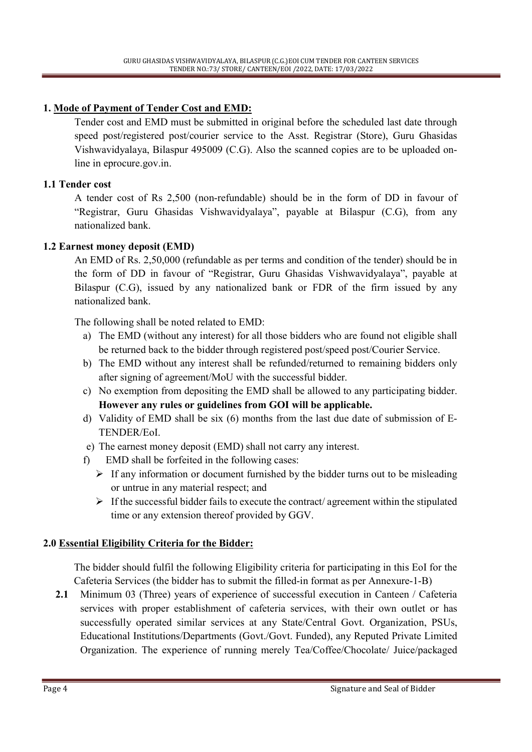## 1. Mode of Payment of Tender Cost and EMD:

Tender cost and EMD must be submitted in original before the scheduled last date through speed post/registered post/courier service to the Asst. Registrar (Store), Guru Ghasidas Vishwavidyalaya, Bilaspur 495009 (C.G). Also the scanned copies are to be uploaded on-line in eprocure.gov.in.

### 1.1 Tender cost

A tender cost of Rs 2,500 (non-refundable) should be in the form of DD in favour of "Registrar, Guru Ghasidas Vishwavidyalaya", payable at Bilaspur (C.G), from any nationalized bank.

### 1.2 Earnest money deposit (EMD)

An EMD of Rs. 2,50,000 (refundable as per terms and condition of the tender) should be in the form of DD in favour of "Registrar, Guru Ghasidas Vishwavidyalaya", payable at Bilaspur (C.G), issued by any nationalized bank or FDR of the firm issued by any nationalized bank.

The following shall be noted related to EMD:

a) The EMD (without any interest) for all those bidders who are found not eligible shall be returned back to the bidder through registered post/speed post/Courier Service.

b) The EMD without any interest shall be refunded/returned to remaining bidders only after signing of agreement/MoU with the successful bidder.

c) No exemption from depositing the EMD shall be allowed to any participating bidder. **However any rules or guidelines from GOI will be applicable.**

d) Validity of EMD shall be six (6) months from the last due date of submission of E-TENDER/EoI.

e) The earnest money deposit (EMD) shall not carry any interest.

f) EMD shall be forfeited in the following cases:
   - If any information or document furnished by the bidder turns out to be misleading or untrue in any material respect; and
   - If the successful bidder fails to execute the contract/ agreement within the stipulated time or any extension thereof provided by GGV.

## 2.0 Essential Eligibility Criteria for the Bidder:

The bidder should fulfil the following Eligibility criteria for participating in this EoI for the Cafeteria Services (the bidder has to submit the filled-in format as per Annexure-1-B)

**2.1** Minimum 03 (Three) years of experience of successful execution in Canteen / Cafeteria services with proper establishment of cafeteria services, with their own outlet or has successfully operated similar services at any State/Central Govt. Organization, PSUs, Educational Institutions/Departments (Govt./Govt. Funded), any Reputed Private Limited Organization. The experience of running merely Tea/Coffee/Chocolate/ Juice/packaged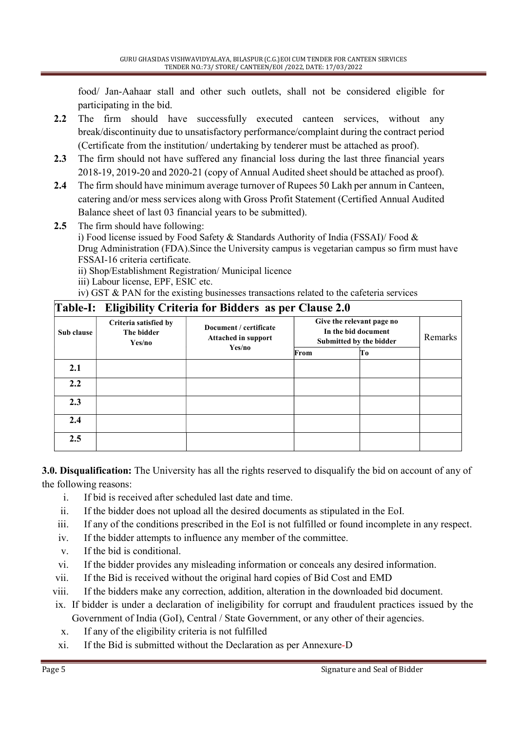food/ Jan-Aahaar stall and other such outlets, shall not be considered eligible for participating in the bid.

**2.2** The firm should have successfully executed canteen services, without any break/discontinuity due to unsatisfactory performance/complaint during the contract period (Certificate from the institution/ undertaking by tenderer must be attached as proof).

**2.3** The firm should not have suffered any financial loss during the last three financial years 2018-19, 2019-20 and 2020-21 (copy of Annual Audited sheet should be attached as proof).

**2.4** The firm should have minimum average turnover of Rupees 50 Lakh per annum in Canteen, catering and/or mess services along with Gross Profit Statement (Certified Annual Audited Balance sheet of la*s*t 03 financial years to be submitted).

**2.5** The firm should have following:
i) Food license issued by Food Safety & Standards Authority of India (FSSAI)/ Food & Drug Administration (FDA).Since the University campus is vegetarian campus so firm must have FSSAI-16 criteria certificate.
ii) Shop/Establishment Registration/ Municipal licence
iii) Labour license, EPF, ESIC etc.
iv) GST & PAN for the existing businesses transactions related to the cafeteria services

**Table-I: Eligibility Criteria for Bidders as per Clause 2.0**

| Sub clause | Criteria satisfied by The bidder Yes/no | Document / certificate Attached in support Yes/no | Give the relevant page no In the bid document Submitted by the bidder | | Remarks |
|---|---|---|---|---|---|
| | | | From | To | |
| 2.1 | | | | | |
| 2.2 | | | | | |
| 2.3 | | | | | |
| 2.4 | | | | | |
| 2.5 | | | | | |

**3.0. Disqualification:** The University has all the rights reserved to disqualify the bid on account of any of the following reasons:

i. If bid is received after scheduled last date and time.
ii. If the bidder does not upload all the desired documents as stipulated in the EoI.
iii. If any of the conditions prescribed in the EoI is not fulfilled or found incomplete in any respect.
iv. If the bidder attempts to influence any member of the committee.
v. If the bid is conditional.
vi. If the bidder provides any misleading information or conceals any desired information.
vii. If the Bid is received without the original hard copies of Bid Cost and EMD
viii. If the bidders make any correction, addition, alteration in the downloaded bid document.
ix. If bidder is under a declaration of ineligibility for corrupt and fraudulent practices issued by the Government of India (GoI), Central / State Government, or any other of their agencies.
x. If any of the eligibility criteria is not fulfilled
xi. If the Bid is submitted without the Declaration as per Annexure-D

Signature and Seal of Bidder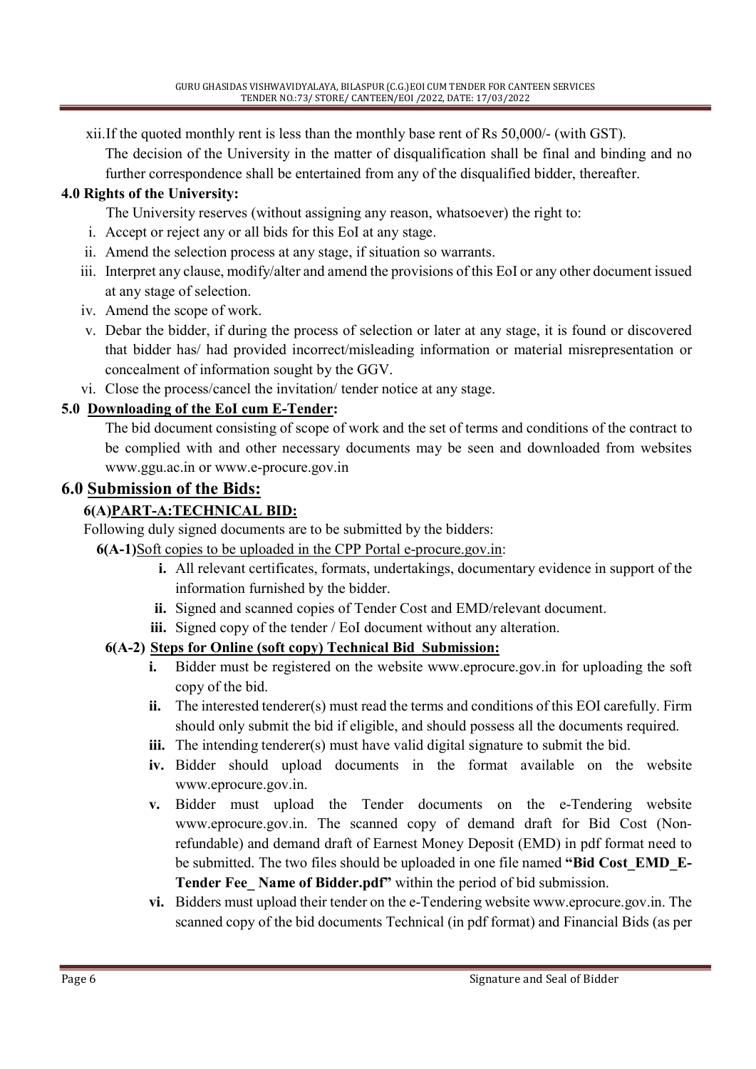xii. If the quoted monthly rent is less than the monthly base rent of Rs 50,000/- (with GST).

The decision of the University in the matter of disqualification shall be final and binding and no further correspondence shall be entertained from any of the disqualified bidder, thereafter.

**4.0 Rights of the University:**

The University reserves (without assigning any reason, whatsoever) the right to:

i. Accept or reject any or all bids for this EoI at any stage.
ii. Amend the selection process at any stage, if situation so warrants.
iii. Interpret any clause, modify/alter and amend the provisions of this EoI or any other document issued at any stage of selection.
iv. Amend the scope of work.
v. Debar the bidder, if during the process of selection or later at any stage, it is found or discovered that bidder has/ had provided incorrect/misleading information or material misrepresentation or concealment of information sought by the GGV.
vi. Close the process/cancel the invitation/ tender notice at any stage.

**5.0 <u>Downloading of the EoI cum E-Tender</u>:**

The bid document consisting of scope of work and the set of terms and conditions of the contract to be complied with and other necessary documents may be seen and downloaded from websites www.ggu.ac.in or www.e-procure.gov.in

## 6.0 <u>Submission of the Bids:</u>

### 6(A)<u>PART-A:TECHNICAL BID:</u>

Following duly signed documents are to be submitted by the bidders:

**6(A-1)**<u>Soft copies to be uploaded in the CPP Portal e-procure.gov.in</u>:

- **i.** All relevant certificates, formats, undertakings, documentary evidence in support of the information furnished by the bidder.
- **ii.** Signed and scanned copies of Tender Cost and EMD/relevant document.
- **iii.** Signed copy of the tender / EoI document without any alteration.

**6(A-2) <u>Steps for Online (soft copy) Technical Bid Submission:</u>**

- **i.** Bidder must be registered on the website www.eprocure.gov.in for uploading the soft copy of the bid.
- **ii.** The interested tenderer(s) must read the terms and conditions of this EOI carefully. Firm should only submit the bid if eligible, and should possess all the documents required.
- **iii.** The intending tenderer(s) must have valid digital signature to submit the bid.
- **iv.** Bidder should upload documents in the format available on the website www.eprocure.gov.in.
- **v.** Bidder must upload the Tender documents on the e-Tendering website www.eprocure.gov.in. The scanned copy of demand draft for Bid Cost (Non-refundable) and demand draft of Earnest Money Deposit (EMD) in pdf format need to be submitted. The two files should be uploaded in one file named **"Bid Cost_EMD_E-Tender Fee_ Name of Bidder.pdf"** within the period of bid submission.
- **vi.** Bidders must upload their tender on the e-Tendering website www.eprocure.gov.in. The scanned copy of the bid documents Technical (in pdf format) and Financial Bids (as per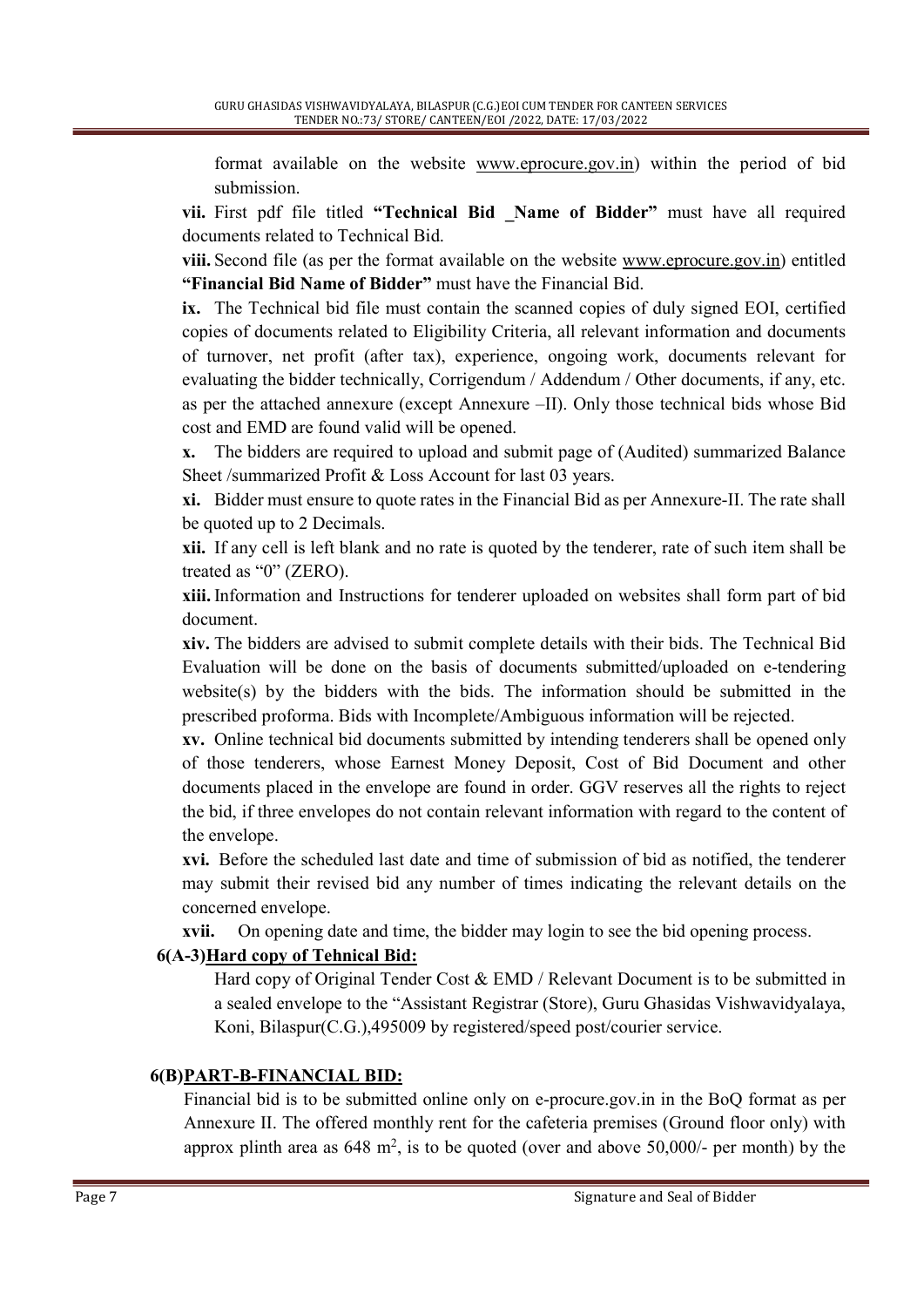format available on the website www.eprocure.gov.in) within the period of bid submission.

**vii.** First pdf file titled **"Technical Bid _Name of Bidder"** must have all required documents related to Technical Bid.

**viii.** Second file (as per the format available on the website www.eprocure.gov.in) entitled **"Financial Bid Name of Bidder"** must have the Financial Bid.

**ix.** The Technical bid file must contain the scanned copies of duly signed EOI, certified copies of documents related to Eligibility Criteria, all relevant information and documents of turnover, net profit (after tax), experience, ongoing work, documents relevant for evaluating the bidder technically, Corrigendum / Addendum / Other documents, if any, etc. as per the attached annexure (except Annexure –II). Only those technical bids whose Bid cost and EMD are found valid will be opened.

**x.** The bidders are required to upload and submit page of (Audited) summarized Balance Sheet /summarized Profit & Loss Account for last 03 years.

**xi.** Bidder must ensure to quote rates in the Financial Bid as per Annexure-II. The rate shall be quoted up to 2 Decimals.

**xii.** If any cell is left blank and no rate is quoted by the tenderer, rate of such item shall be treated as "0" (ZERO).

**xiii.** Information and Instructions for tenderer uploaded on websites shall form part of bid document.

**xiv.** The bidders are advised to submit complete details with their bids. The Technical Bid Evaluation will be done on the basis of documents submitted/uploaded on e-tendering website(s) by the bidders with the bids. The information should be submitted in the prescribed proforma. Bids with Incomplete/Ambiguous information will be rejected.

**xv.** Online technical bid documents submitted by intending tenderers shall be opened only of those tenderers, whose Earnest Money Deposit, Cost of Bid Document and other documents placed in the envelope are found in order. GGV reserves all the rights to reject the bid, if three envelopes do not contain relevant information with regard to the content of the envelope.

**xvi.** Before the scheduled last date and time of submission of bid as notified, the tenderer may submit their revised bid any number of times indicating the relevant details on the concerned envelope.

**xvii.** On opening date and time, the bidder may login to see the bid opening process.

**6(A-3)Hard copy of Tehnical Bid:**

Hard copy of Original Tender Cost & EMD / Relevant Document is to be submitted in a sealed envelope to the "Assistant Registrar (Store), Guru Ghasidas Vishwavidyalaya, Koni, Bilaspur(C.G.),495009 by registered/speed post/courier service.

**6(B)PART-B-FINANCIAL BID:**

Financial bid is to be submitted online only on e-procure.gov.in in the BoQ format as per Annexure II. The offered monthly rent for the cafeteria premises (Ground floor only) with approx plinth area as 648 $m^2$, is to be quoted (over and above 50,000/- per month) by the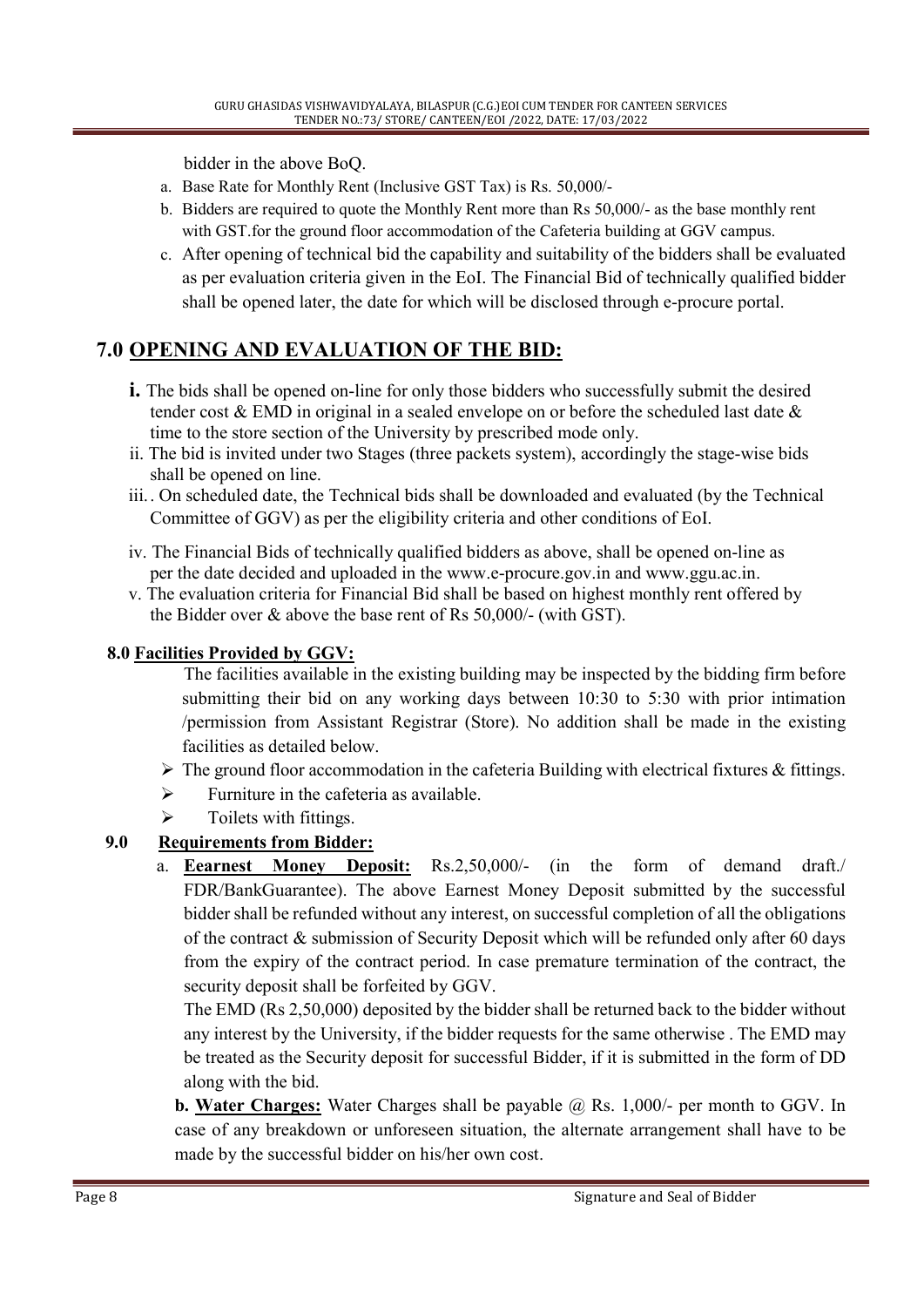bidder in the above BoQ.

a. Base Rate for Monthly Rent (Inclusive GST Tax) is Rs. 50,000/-
b. Bidders are required to quote the Monthly Rent more than Rs 50,000/- as the base monthly rent with GST.for the ground floor accommodation of the Cafeteria building at GGV campus.
c. After opening of technical bid the capability and suitability of the bidders shall be evaluated as per evaluation criteria given in the EoI. The Financial Bid of technically qualified bidder shall be opened later, the date for which will be disclosed through e-procure portal.

## 7.0 OPENING AND EVALUATION OF THE BID:

**i.** The bids shall be opened on-line for only those bidders who successfully submit the desired tender cost & EMD in original in a sealed envelope on or before the scheduled last date & time to the store section of the University by prescribed mode only.

ii. The bid is invited under two Stages (three packets system), accordingly the stage-wise bids shall be opened on line.

iii.. On scheduled date, the Technical bids shall be downloaded and evaluated (by the Technical Committee of GGV) as per the eligibility criteria and other conditions of EoI.

iv. The Financial Bids of technically qualified bidders as above, shall be opened on-line as per the date decided and uploaded in the www.e-procure.gov.in and www.ggu.ac.in.

v. The evaluation criteria for Financial Bid shall be based on highest monthly rent offered by the Bidder over & above the base rent of Rs 50,000/- (with GST).

### 8.0 Facilities Provided by GGV:

The facilities available in the existing building may be inspected by the bidding firm before submitting their bid on any working days between 10:30 to 5:30 with prior intimation /permission from Assistant Registrar (Store). No addition shall be made in the existing facilities as detailed below.

- The ground floor accommodation in the cafeteria Building with electrical fixtures & fittings.
- Furniture in the cafeteria as available.
- Toilets with fittings.

### 9.0 Requirements from Bidder:

a. **Eearnest Money Deposit:** Rs.2,50,000/- (in the form of demand draft./ FDR/BankGuarantee). The above Earnest Money Deposit submitted by the successful bidder shall be refunded without any interest, on successful completion of all the obligations of the contract & submission of Security Deposit which will be refunded only after 60 days from the expiry of the contract period. In case premature termination of the contract, the security deposit shall be forfeited by GGV.

The EMD (Rs 2,50,000) deposited by the bidder shall be returned back to the bidder without any interest by the University, if the bidder requests for the same otherwise . The EMD may be treated as the Security deposit for successful Bidder, if it is submitted in the form of DD along with the bid.

**b. Water Charges:** Water Charges shall be payable @ Rs. 1,000/- per month to GGV. In case of any breakdown or unforeseen situation, the alternate arrangement shall have to be made by the successful bidder on his/her own cost.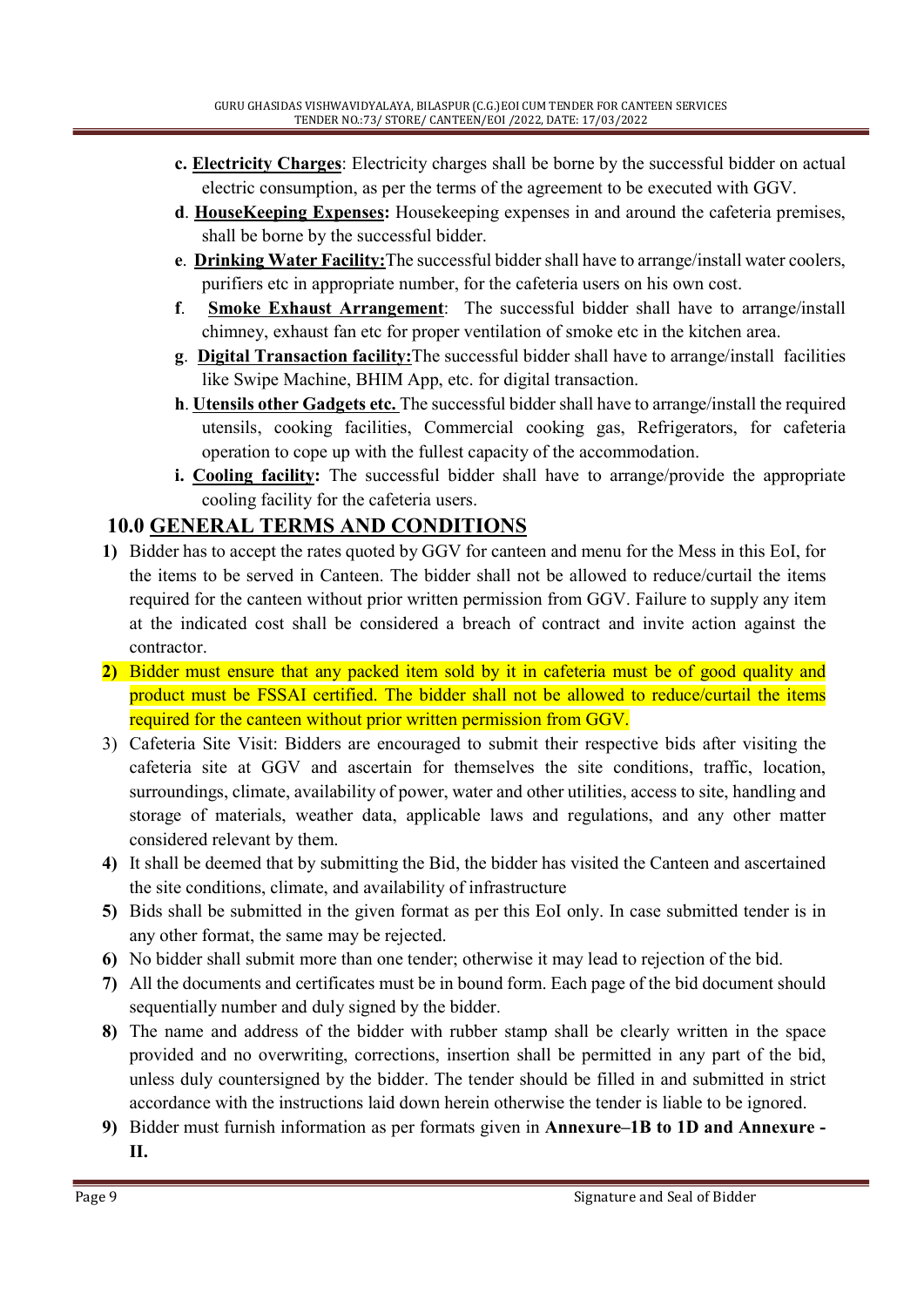c. **Electricity Charges**: Electricity charges shall be borne by the successful bidder on actual electric consumption, as per the terms of the agreement to be executed with GGV.

d. **HouseKeeping Expenses:** Housekeeping expenses in and around the cafeteria premises, shall be borne by the successful bidder.

e. **Drinking Water Facility:** The successful bidder shall have to arrange/install water coolers, purifiers etc in appropriate number, for the cafeteria users on his own cost.

f. **Smoke Exhaust Arrangement**: The successful bidder shall have to arrange/install chimney, exhaust fan etc for proper ventilation of smoke etc in the kitchen area.

g. **Digital Transaction facility:** The successful bidder shall have to arrange/install facilities like Swipe Machine, BHIM App, etc. for digital transaction.

h. **Utensils other Gadgets etc.** The successful bidder shall have to arrange/install the required utensils, cooking facilities, Commercial cooking gas, Refrigerators, for cafeteria operation to cope up with the fullest capacity of the accommodation.

i. **Cooling facility:** The successful bidder shall have to arrange/provide the appropriate cooling facility for the cafeteria users.

## 10.0 GENERAL TERMS AND CONDITIONS

1) Bidder has to accept the rates quoted by GGV for canteen and menu for the Mess in this EoI, for the items to be served in Canteen. The bidder shall not be allowed to reduce/curtail the items required for the canteen without prior written permission from GGV. Failure to supply any item at the indicated cost shall be considered a breach of contract and invite action against the contractor.
2) Bidder must ensure that any packed item sold by it in cafeteria must be of good quality and product must be FSSAI certified. The bidder shall not be allowed to reduce/curtail the items required for the canteen without prior written permission from GGV.
3) Cafeteria Site Visit: Bidders are encouraged to submit their respective bids after visiting the cafeteria site at GGV and ascertain for themselves the site conditions, traffic, location, surroundings, climate, availability of power, water and other utilities, access to site, handling and storage of materials, weather data, applicable laws and regulations, and any other matter considered relevant by them.
4) It shall be deemed that by submitting the Bid, the bidder has visited the Canteen and ascertained the site conditions, climate, and availability of infrastructure
5) Bids shall be submitted in the given format as per this EoI only. In case submitted tender is in any other format, the same may be rejected.
6) No bidder shall submit more than one tender; otherwise it may lead to rejection of the bid.
7) All the documents and certificates must be in bound form. Each page of the bid document should sequentially number and duly signed by the bidder.
8) The name and address of the bidder with rubber stamp shall be clearly written in the space provided and no overwriting, corrections, insertion shall be permitted in any part of the bid, unless duly countersigned by the bidder. The tender should be filled in and submitted in strict accordance with the instructions laid down herein otherwise the tender is liable to be ignored.
9) Bidder must furnish information as per formats given in **Annexure–1B to 1D and Annexure - II.**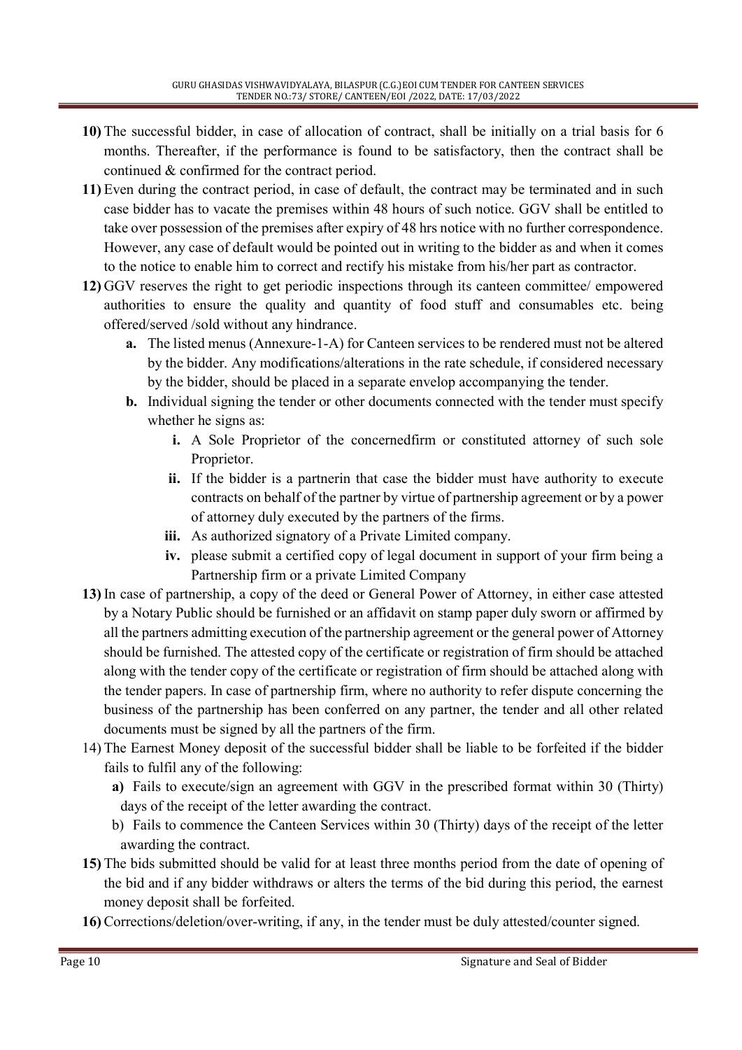**10)** The successful bidder, in case of allocation of contract, shall be initially on a trial basis for 6 months. Thereafter, if the performance is found to be satisfactory, then the contract shall be continued & confirmed for the contract period.

**11)** Even during the contract period, in case of default, the contract may be terminated and in such case bidder has to vacate the premises within 48 hours of such notice. GGV shall be entitled to take over possession of the premises after expiry of 48 hrs notice with no further correspondence. However, any case of default would be pointed out in writing to the bidder as and when it comes to the notice to enable him to correct and rectify his mistake from his/her part as contractor.

**12)** GGV reserves the right to get periodic inspections through its canteen committee/ empowered authorities to ensure the quality and quantity of food stuff and consumables etc. being offered/served /sold without any hindrance.

   **a.** The listed menus (Annexure-1-A) for Canteen services to be rendered must not be altered by the bidder. Any modifications/alterations in the rate schedule, if considered necessary by the bidder, should be placed in a separate envelop accompanying the tender.

   **b.** Individual signing the tender or other documents connected with the tender must specify whether he signs as:

      **i.** A Sole Proprietor of the concernedfirm or constituted attorney of such sole Proprietor.

      **ii.** If the bidder is a partnerin that case the bidder must have authority to execute contracts on behalf of the partner by virtue of partnership agreement or by a power of attorney duly executed by the partners of the firms.

      **iii.** As authorized signatory of a Private Limited company.

      **iv.** please submit a certified copy of legal document in support of your firm being a Partnership firm or a private Limited Company

**13)** In case of partnership, a copy of the deed or General Power of Attorney, in either case attested by a Notary Public should be furnished or an affidavit on stamp paper duly sworn or affirmed by all the partners admitting execution of the partnership agreement or the general power of Attorney should be furnished. The attested copy of the certificate or registration of firm should be attached along with the tender copy of the certificate or registration of firm should be attached along with the tender papers. In case of partnership firm, where no authority to refer dispute concerning the business of the partnership has been conferred on any partner, the tender and all other related documents must be signed by all the partners of the firm.

14) The Earnest Money deposit of the successful bidder shall be liable to be forfeited if the bidder fails to fulfil any of the following:

   **a)** Fails to execute/sign an agreement with GGV in the prescribed format within 30 (Thirty) days of the receipt of the letter awarding the contract.

   b) Fails to commence the Canteen Services within 30 (Thirty) days of the receipt of the letter awarding the contract.

**15)** The bids submitted should be valid for at least three months period from the date of opening of the bid and if any bidder withdraws or alters the terms of the bid during this period, the earnest money deposit shall be forfeited.

**16)** Corrections/deletion/over-writing, if any, in the tender must be duly attested/counter signed.

Signature and Seal of Bidder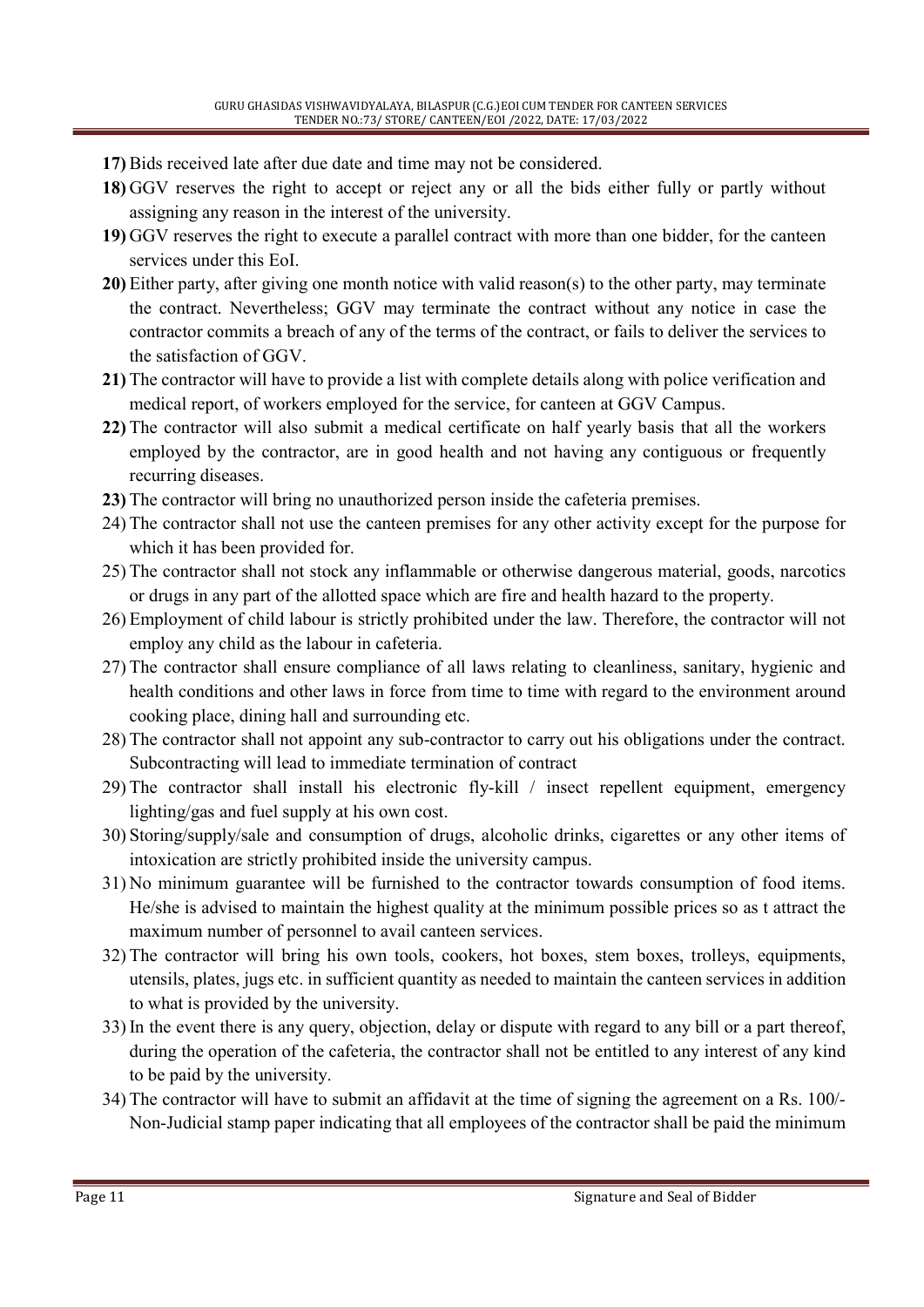**17)** Bids received late after due date and time may not be considered.

**18)** GGV reserves the right to accept or reject any or all the bids either fully or partly without assigning any reason in the interest of the university.

**19)** GGV reserves the right to execute a parallel contract with more than one bidder, for the canteen services under this EoI.

**20)** Either party, after giving one month notice with valid reason(s) to the other party, may terminate the contract. Nevertheless; GGV may terminate the contract without any notice in case the contractor commits a breach of any of the terms of the contract, or fails to deliver the services to the satisfaction of GGV.

**21)** The contractor will have to provide a list with complete details along with police verification and medical report, of workers employed for the service, for canteen at GGV Campus.

**22)** The contractor will also submit a medical certificate on half yearly basis that all the workers employed by the contractor, are in good health and not having any contiguous or frequently recurring diseases.

**23)** The contractor will bring no unauthorized person inside the cafeteria premises.

24) The contractor shall not use the canteen premises for any other activity except for the purpose for which it has been provided for.

25) The contractor shall not stock any inflammable or otherwise dangerous material, goods, narcotics or drugs in any part of the allotted space which are fire and health hazard to the property.

26) Employment of child labour is strictly prohibited under the law. Therefore, the contractor will not employ any child as the labour in cafeteria.

27) The contractor shall ensure compliance of all laws relating to cleanliness, sanitary, hygienic and health conditions and other laws in force from time to time with regard to the environment around cooking place, dining hall and surrounding etc.

28) The contractor shall not appoint any sub-contractor to carry out his obligations under the contract. Subcontracting will lead to immediate termination of contract

29) The contractor shall install his electronic fly-kill / insect repellent equipment, emergency lighting/gas and fuel supply at his own cost.

30) Storing/supply/sale and consumption of drugs, alcoholic drinks, cigarettes or any other items of intoxication are strictly prohibited inside the university campus.

31) No minimum guarantee will be furnished to the contractor towards consumption of food items. He/she is advised to maintain the highest quality at the minimum possible prices so as t attract the maximum number of personnel to avail canteen services.

32) The contractor will bring his own tools, cookers, hot boxes, stem boxes, trolleys, equipments, utensils, plates, jugs etc. in sufficient quantity as needed to maintain the canteen services in addition to what is provided by the university.

33) In the event there is any query, objection, delay or dispute with regard to any bill or a part thereof, during the operation of the cafeteria, the contractor shall not be entitled to any interest of any kind to be paid by the university.

34) The contractor will have to submit an affidavit at the time of signing the agreement on a Rs. 100/- Non-Judicial stamp paper indicating that all employees of the contractor shall be paid the minimum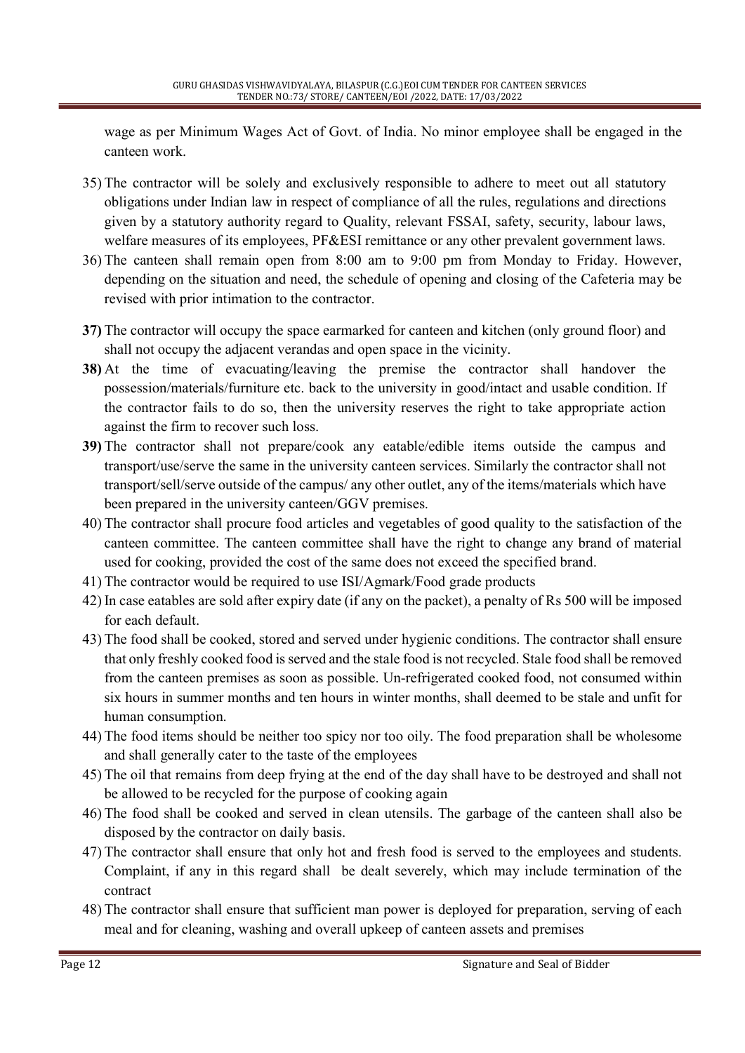wage as per Minimum Wages Act of Govt. of India. No minor employee shall be engaged in the canteen work.

35) The contractor will be solely and exclusively responsible to adhere to meet out all statutory obligations under Indian law in respect of compliance of all the rules, regulations and directions given by a statutory authority regard to Quality, relevant FSSAI, safety, security, labour laws, welfare measures of its employees, PF&ESI remittance or any other prevalent government laws.

36) The canteen shall remain open from 8:00 am to 9:00 pm from Monday to Friday. However, depending on the situation and need, the schedule of opening and closing of the Cafeteria may be revised with prior intimation to the contractor.

**37)** The contractor will occupy the space earmarked for canteen and kitchen (only ground floor) and shall not occupy the adjacent verandas and open space in the vicinity.

**38)** At the time of evacuating/leaving the premise the contractor shall handover the possession/materials/furniture etc. back to the university in good/intact and usable condition. If the contractor fails to do so, then the university reserves the right to take appropriate action against the firm to recover such loss.

**39)** The contractor shall not prepare/cook any eatable/edible items outside the campus and transport/use/serve the same in the university canteen services. Similarly the contractor shall not transport/sell/serve outside of the campus/ any other outlet, any of the items/materials which have been prepared in the university canteen/GGV premises.

40) The contractor shall procure food articles and vegetables of good quality to the satisfaction of the canteen committee. The canteen committee shall have the right to change any brand of material used for cooking, provided the cost of the same does not exceed the specified brand.

41) The contractor would be required to use ISI/Agmark/Food grade products

42) In case eatables are sold after expiry date (if any on the packet), a penalty of Rs 500 will be imposed for each default.

43) The food shall be cooked, stored and served under hygienic conditions. The contractor shall ensure that only freshly cooked food is served and the stale food is not recycled. Stale food shall be removed from the canteen premises as soon as possible. Un-refrigerated cooked food, not consumed within six hours in summer months and ten hours in winter months, shall deemed to be stale and unfit for human consumption.

44) The food items should be neither too spicy nor too oily. The food preparation shall be wholesome and shall generally cater to the taste of the employees

45) The oil that remains from deep frying at the end of the day shall have to be destroyed and shall not be allowed to be recycled for the purpose of cooking again

46) The food shall be cooked and served in clean utensils. The garbage of the canteen shall also be disposed by the contractor on daily basis.

47) The contractor shall ensure that only hot and fresh food is served to the employees and students. Complaint, if any in this regard shall be dealt severely, which may include termination of the contract

48) The contractor shall ensure that sufficient man power is deployed for preparation, serving of each meal and for cleaning, washing and overall upkeep of canteen assets and premises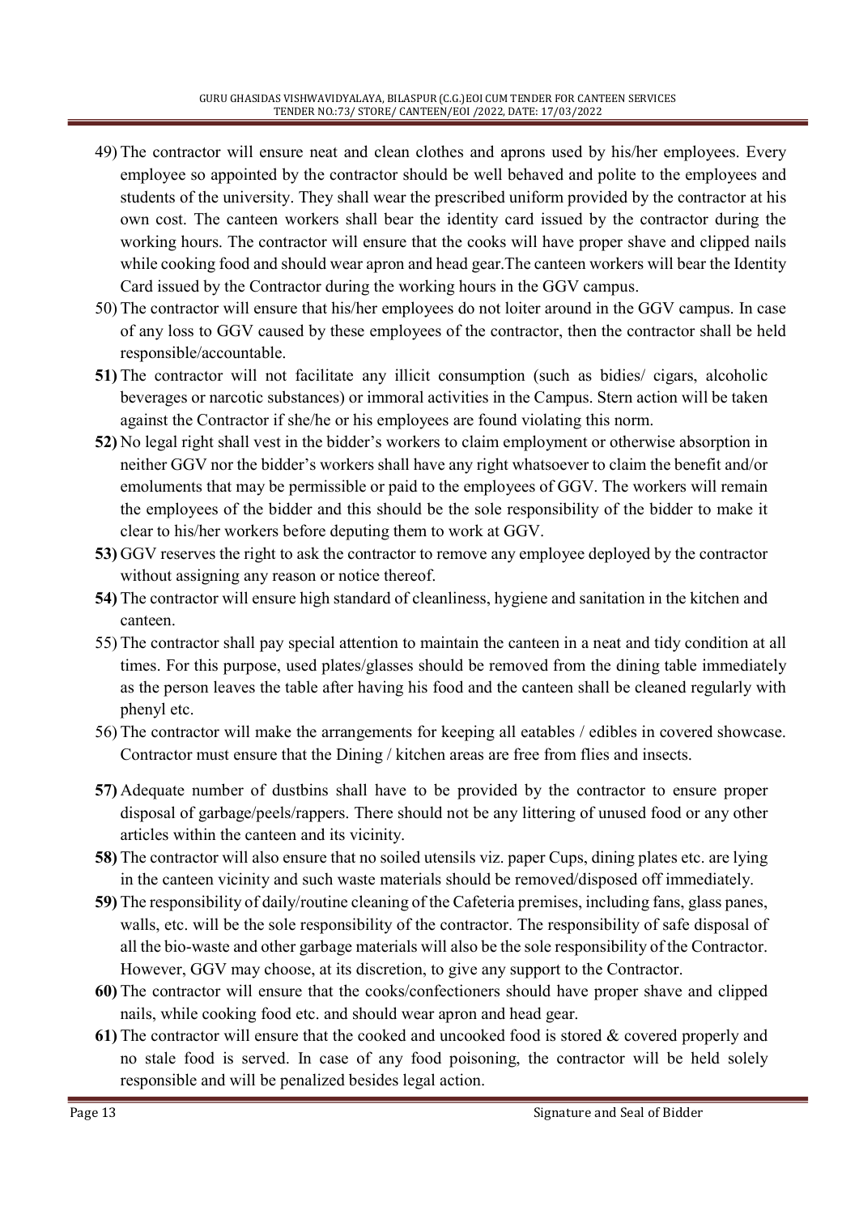49) The contractor will ensure neat and clean clothes and aprons used by his/her employees. Every employee so appointed by the contractor should be well behaved and polite to the employees and students of the university. They shall wear the prescribed uniform provided by the contractor at his own cost. The canteen workers shall bear the identity card issued by the contractor during the working hours. The contractor will ensure that the cooks will have proper shave and clipped nails while cooking food and should wear apron and head gear.The canteen workers will bear the Identity Card issued by the Contractor during the working hours in the GGV campus.

50) The contractor will ensure that his/her employees do not loiter around in the GGV campus. In case of any loss to GGV caused by these employees of the contractor, then the contractor shall be held responsible/accountable.

**51)** The contractor will not facilitate any illicit consumption (such as bidies/ cigars, alcoholic beverages or narcotic substances) or immoral activities in the Campus. Stern action will be taken against the Contractor if she/he or his employees are found violating this norm.

**52)** No legal right shall vest in the bidder's workers to claim employment or otherwise absorption in neither GGV nor the bidder's workers shall have any right whatsoever to claim the benefit and/or emoluments that may be permissible or paid to the employees of GGV. The workers will remain the employees of the bidder and this should be the sole responsibility of the bidder to make it clear to his/her workers before deputing them to work at GGV.

**53)** GGV reserves the right to ask the contractor to remove any employee deployed by the contractor without assigning any reason or notice thereof.

**54)** The contractor will ensure high standard of cleanliness, hygiene and sanitation in the kitchen and canteen.

55) The contractor shall pay special attention to maintain the canteen in a neat and tidy condition at all times. For this purpose, used plates/glasses should be removed from the dining table immediately as the person leaves the table after having his food and the canteen shall be cleaned regularly with phenyl etc.

56) The contractor will make the arrangements for keeping all eatables / edibles in covered showcase. Contractor must ensure that the Dining / kitchen areas are free from flies and insects.

**57)** Adequate number of dustbins shall have to be provided by the contractor to ensure proper disposal of garbage/peels/rappers. There should not be any littering of unused food or any other articles within the canteen and its vicinity.

**58)** The contractor will also ensure that no soiled utensils viz. paper Cups, dining plates etc. are lying in the canteen vicinity and such waste materials should be removed/disposed off immediately.

**59)** The responsibility of daily/routine cleaning of the Cafeteria premises, including fans, glass panes, walls, etc. will be the sole responsibility of the contractor. The responsibility of safe disposal of all the bio-waste and other garbage materials will also be the sole responsibility of the Contractor. However, GGV may choose, at its discretion, to give any support to the Contractor.

**60)** The contractor will ensure that the cooks/confectioners should have proper shave and clipped nails, while cooking food etc. and should wear apron and head gear.

**61)** The contractor will ensure that the cooked and uncooked food is stored & covered properly and no stale food is served. In case of any food poisoning, the contractor will be held solely responsible and will be penalized besides legal action.

Signature and Seal of Bidder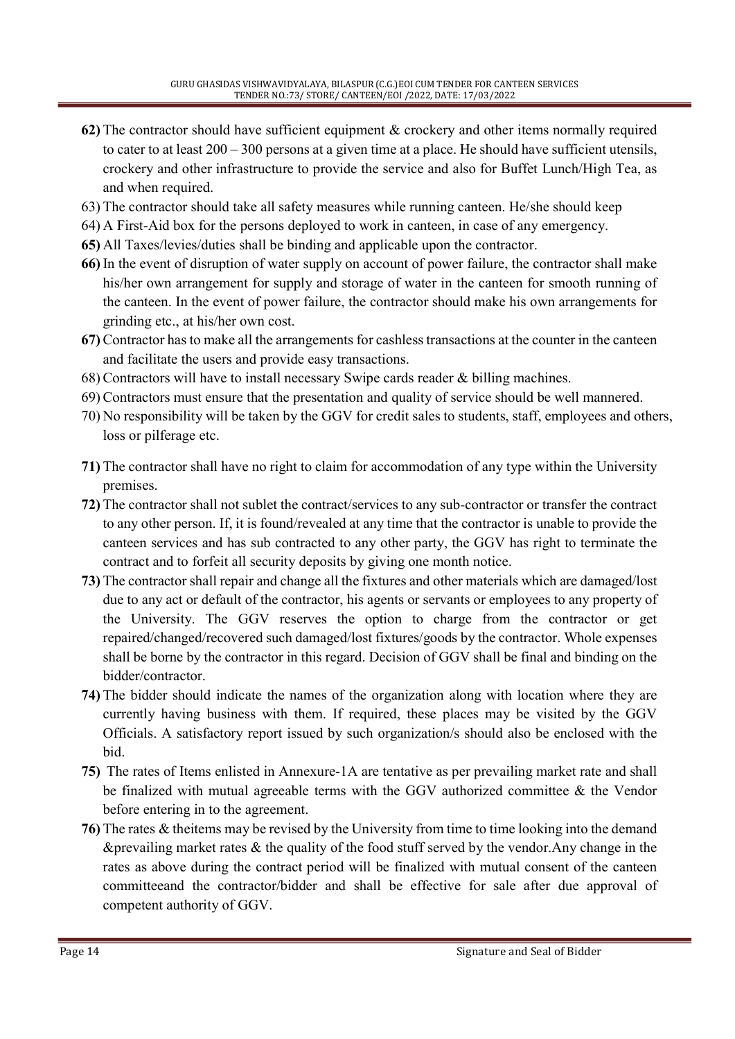**62)** The contractor should have sufficient equipment & crockery and other items normally required to cater to at least 200 – 300 persons at a given time at a place. He should have sufficient utensils, crockery and other infrastructure to provide the service and also for Buffet Lunch/High Tea, as and when required.

63) The contractor should take all safety measures while running canteen. He/she should keep

64) A First-Aid box for the persons deployed to work in canteen, in case of any emergency.

**65)** All Taxes/levies/duties shall be binding and applicable upon the contractor.

**66)** In the event of disruption of water supply on account of power failure, the contractor shall make his/her own arrangement for supply and storage of water in the canteen for smooth running of the canteen. In the event of power failure, the contractor should make his own arrangements for grinding etc., at his/her own cost.

**67)** Contractor has to make all the arrangements for cashless transactions at the counter in the canteen and facilitate the users and provide easy transactions.

68) Contractors will have to install necessary Swipe cards reader & billing machines.

69) Contractors must ensure that the presentation and quality of service should be well mannered.

70) No responsibility will be taken by the GGV for credit sales to students, staff, employees and others, loss or pilferage etc.

**71)** The contractor shall have no right to claim for accommodation of any type within the University premises.

**72)** The contractor shall not sublet the contract/services to any sub-contractor or transfer the contract to any other person. If, it is found/revealed at any time that the contractor is unable to provide the canteen services and has sub contracted to any other party, the GGV has right to terminate the contract and to forfeit all security deposits by giving one month notice.

**73)** The contractor shall repair and change all the fixtures and other materials which are damaged/lost due to any act or default of the contractor, his agents or servants or employees to any property of the University. The GGV reserves the option to charge from the contractor or get repaired/changed/recovered such damaged/lost fixtures/goods by the contractor. Whole expenses shall be borne by the contractor in this regard. Decision of GGV shall be final and binding on the bidder/contractor.

**74)** The bidder should indicate the names of the organization along with location where they are currently having business with them. If required, these places may be visited by the GGV Officials. A satisfactory report issued by such organization/s should also be enclosed with the bid.

**75)** The rates of Items enlisted in Annexure-1A are tentative as per prevailing market rate and shall be finalized with mutual agreeable terms with the GGV authorized committee & the Vendor before entering in to the agreement.

**76)** The rates & theitems may be revised by the University from time to time looking into the demand &prevailing market rates & the quality of the food stuff served by the vendor.Any change in the rates as above during the contract period will be finalized with mutual consent of the canteen committeeand the contractor/bidder and shall be effective for sale after due approval of competent authority of GGV.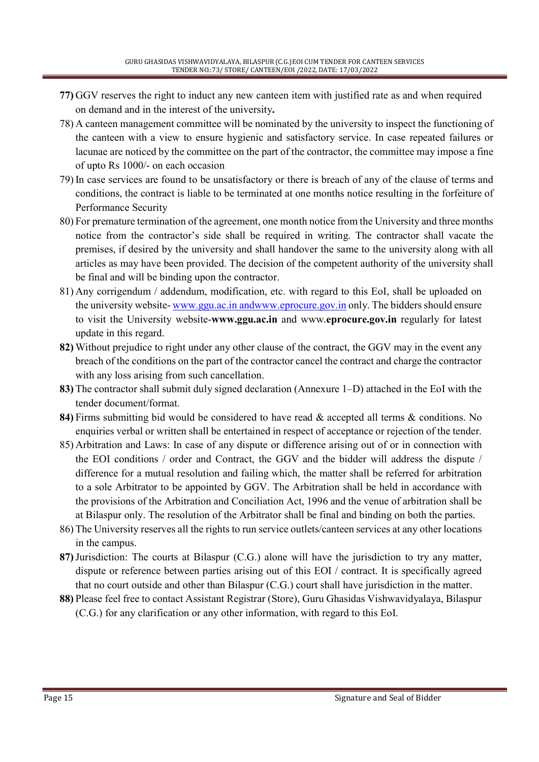**77)** GGV reserves the right to induct any new canteen item with justified rate as and when required on demand and in the interest of the university**.**

78) A canteen management committee will be nominated by the university to inspect the functioning of the canteen with a view to ensure hygienic and satisfactory service. In case repeated failures or lacunae are noticed by the committee on the part of the contractor, the committee may impose a fine of upto Rs 1000/- on each occasion

79) In case services are found to be unsatisfactory or there is breach of any of the clause of terms and conditions, the contract is liable to be terminated at one months notice resulting in the forfeiture of Performance Security

80) For premature termination of the agreement, one month notice from the University and three months notice from the contractor's side shall be required in writing. The contractor shall vacate the premises, if desired by the university and shall handover the same to the university along with all articles as may have been provided. The decision of the competent authority of the university shall be final and will be binding upon the contractor.

81) Any corrigendum / addendum, modification, etc. with regard to this EoI, shall be uploaded on the university website- www.ggu.ac.in andwww.eprocure.gov.in only. The bidders should ensure to visit the University website-**www.ggu.ac.in** and www.**eprocure.gov.in** regularly for latest update in this regard.

**82)** Without prejudice to right under any other clause of the contract, the GGV may in the event any breach of the conditions on the part of the contractor cancel the contract and charge the contractor with any loss arising from such cancellation.

**83)** The contractor shall submit duly signed declaration (Annexure 1–D) attached in the EoI with the tender document/format.

**84)** Firms submitting bid would be considered to have read & accepted all terms & conditions. No enquiries verbal or written shall be entertained in respect of acceptance or rejection of the tender.

85) Arbitration and Laws: In case of any dispute or difference arising out of or in connection with the EOI conditions / order and Contract, the GGV and the bidder will address the dispute / difference for a mutual resolution and failing which, the matter shall be referred for arbitration to a sole Arbitrator to be appointed by GGV. The Arbitration shall be held in accordance with the provisions of the Arbitration and Conciliation Act, 1996 and the venue of arbitration shall be at Bilaspur only. The resolution of the Arbitrator shall be final and binding on both the parties.

86) The University reserves all the rights to run service outlets/canteen services at any other locations in the campus.

**87)** Jurisdiction: The courts at Bilaspur (C.G.) alone will have the jurisdiction to try any matter, dispute or reference between parties arising out of this EOI / contract. It is specifically agreed that no court outside and other than Bilaspur (C.G.) court shall have jurisdiction in the matter.

**88)** Please feel free to contact Assistant Registrar (Store), Guru Ghasidas Vishwavidyalaya, Bilaspur (C.G.) for any clarification or any other information, with regard to this EoI.

Signature and Seal of Bidder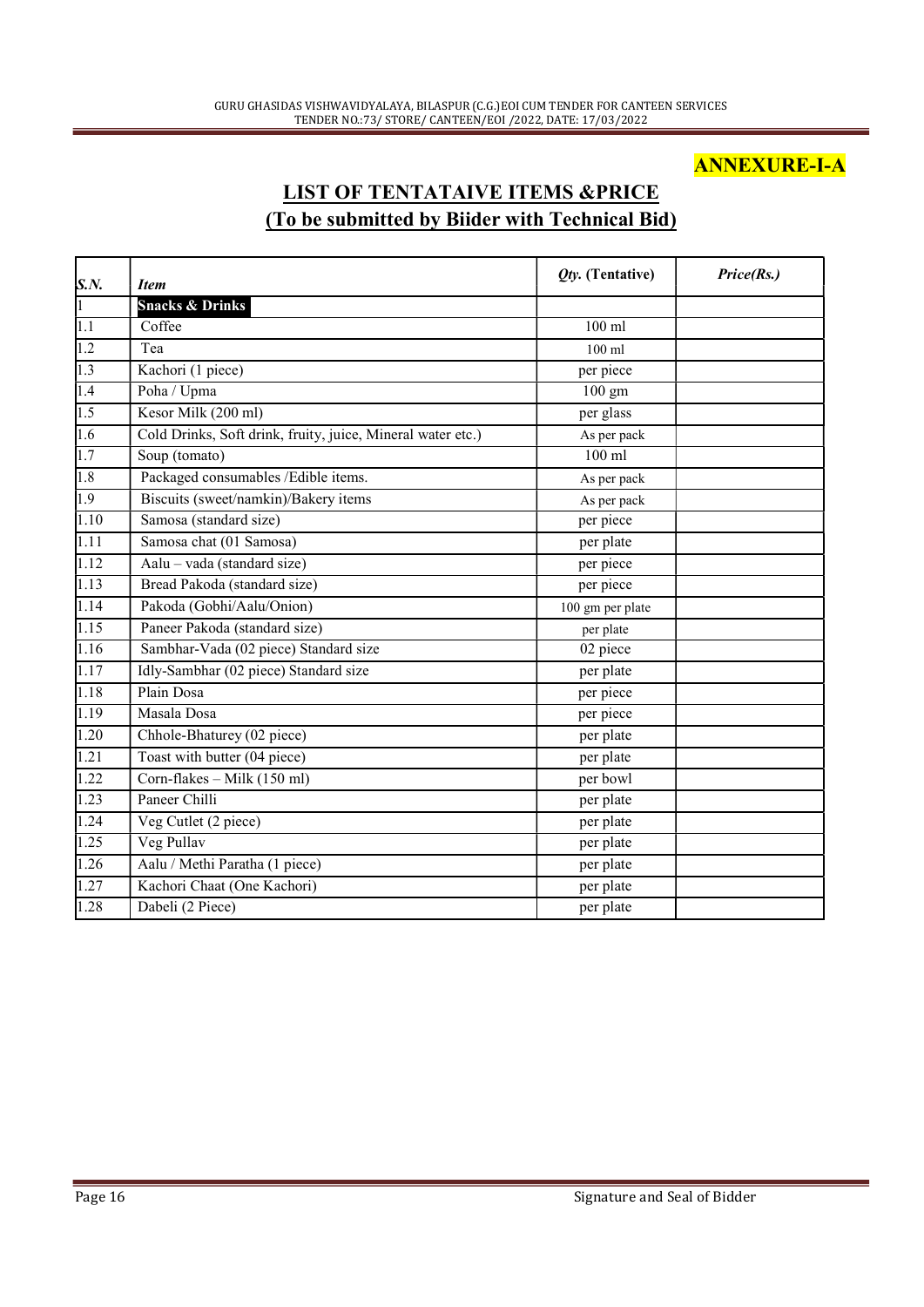**ANNEXURE-I-A**

## LIST OF TENTATAIVE ITEMS &PRICE
## (To be submitted by Biider with Technical Bid)

| *S.N.* | *Item* | *Qty.* (Tentative) | *Price(Rs.)* |
|---|---|---|---|
| 1 | **Snacks & Drinks** | | |
| 1.1 | Coffee | 100 ml | |
| 1.2 | Tea | 100 ml | |
| 1.3 | Kachori (1 piece) | per piece | |
| 1.4 | Poha / Upma | 100 gm | |
| 1.5 | Kesor Milk (200 ml) | per glass | |
| 1.6 | Cold Drinks, Soft drink, fruity, juice, Mineral water etc.) | As per pack | |
| 1.7 | Soup (tomato) | 100 ml | |
| 1.8 | Packaged consumables /Edible items. | As per pack | |
| 1.9 | Biscuits (sweet/namkin)/Bakery items | As per pack | |
| 1.10 | Samosa (standard size) | per piece | |
| 1.11 | Samosa chat (01 Samosa) | per plate | |
| 1.12 | Aalu – vada (standard size) | per piece | |
| 1.13 | Bread Pakoda (standard size) | per piece | |
| 1.14 | Pakoda (Gobhi/Aalu/Onion) | 100 gm per plate | |
| 1.15 | Paneer Pakoda (standard size) | per plate | |
| 1.16 | Sambhar-Vada (02 piece) Standard size | 02 piece | |
| 1.17 | Idly-Sambhar (02 piece) Standard size | per plate | |
| 1.18 | Plain Dosa | per piece | |
| 1.19 | Masala Dosa | per piece | |
| 1.20 | Chhole-Bhaturey (02 piece) | per plate | |
| 1.21 | Toast with butter (04 piece) | per plate | |
| 1.22 | Corn-flakes – Milk (150 ml) | per bowl | |
| 1.23 | Paneer Chilli | per plate | |
| 1.24 | Veg Cutlet (2 piece) | per plate | |
| 1.25 | Veg Pullav | per plate | |
| 1.26 | Aalu / Methi Paratha (1 piece) | per plate | |
| 1.27 | Kachori Chaat (One Kachori) | per plate | |
| 1.28 | Dabeli (2 Piece) | per plate | |

Signature and Seal of Bidder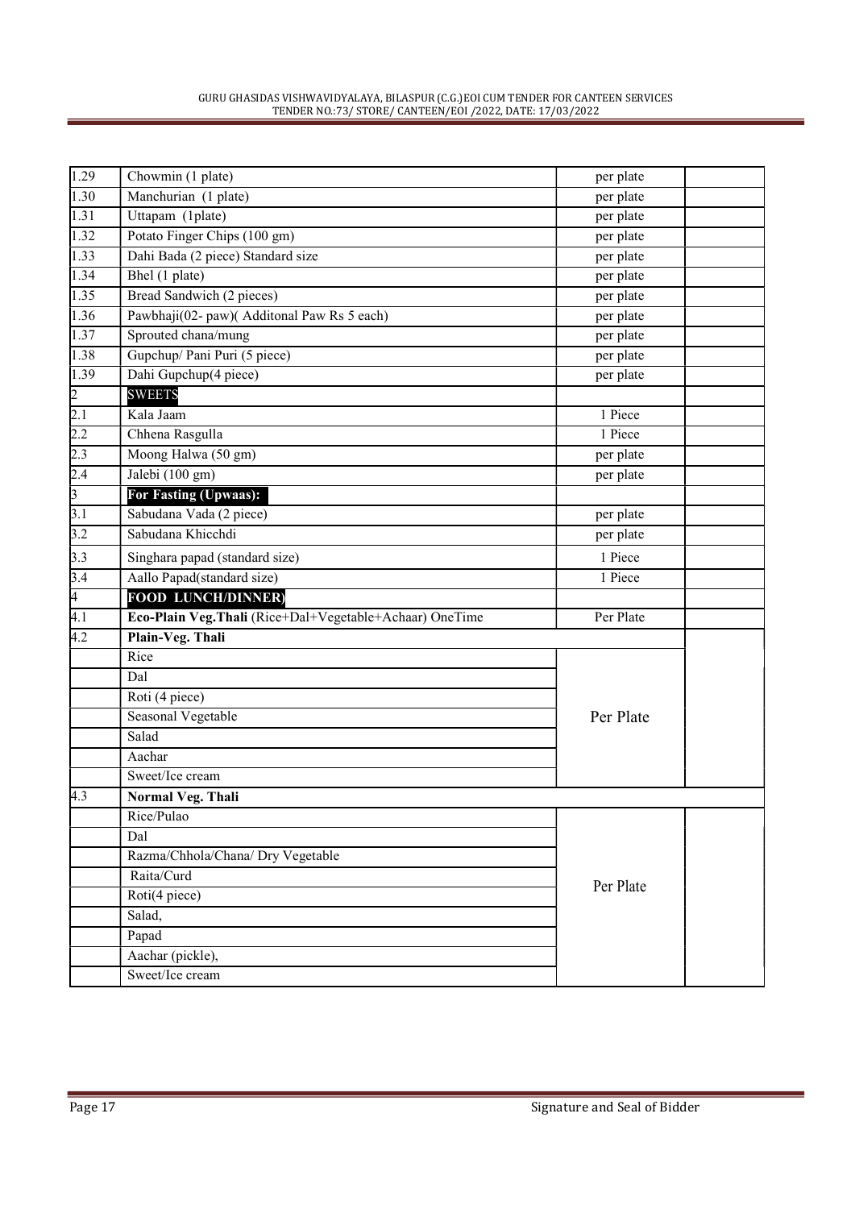| | | | |
|---|---|---|---|
| 1.29 | Chowmin (1 plate) | per plate | |
| 1.30 | Manchurian (1 plate) | per plate | |
| 1.31 | Uttapam (1plate) | per plate | |
| 1.32 | Potato Finger Chips (100 gm) | per plate | |
| 1.33 | Dahi Bada (2 piece) Standard size | per plate | |
| 1.34 | Bhel (1 plate) | per plate | |
| 1.35 | Bread Sandwich (2 pieces) | per plate | |
| 1.36 | Pawbhaji(02- paw)( Additonal Paw Rs 5 each) | per plate | |
| 1.37 | Sprouted chana/mung | per plate | |
| 1.38 | Gupchup/ Pani Puri (5 piece) | per plate | |
| 1.39 | Dahi Gupchup(4 piece) | per plate | |
| 2 | **SWEETS** | | |
| 2.1 | Kala Jaam | 1 Piece | |
| 2.2 | Chhena Rasgulla | 1 Piece | |
| 2.3 | Moong Halwa (50 gm) | per plate | |
| 2.4 | Jalebi (100 gm) | per plate | |
| 3 | **For Fasting (Upwaas):** | | |
| 3.1 | Sabudana Vada (2 piece) | per plate | |
| 3.2 | Sabudana Khicchdi | per plate | |
| 3.3 | Singhara papad (standard size) | 1 Piece | |
| 3.4 | Aallo Papad(standard size) | 1 Piece | |
| 4 | **FOOD LUNCH/DINNER)** | | |
| 4.1 | **Eco-Plain Veg.Thali** (Rice+Dal+Vegetable+Achaar) OneTime | Per Plate | |
| 4.2 | **Plain-Veg. Thali** | | |
| | Rice | Per Plate | |
| | Dal | | |
| | Roti (4 piece) | | |
| | Seasonal Vegetable | | |
| | Salad | | |
| | Aachar | | |
| | Sweet/Ice cream | | |
| 4.3 | **Normal Veg. Thali** | | |
| | Rice/Pulao | Per Plate | |
| | Dal | | |
| | Razma/Chhola/Chana/ Dry Vegetable | | |
| | Raita/Curd | | |
| | Roti(4 piece) | | |
| | Salad, | | |
| | Papad | | |
| | Aachar (pickle), | | |
| | Sweet/Ice cream | | |

Signature and Seal of Bidder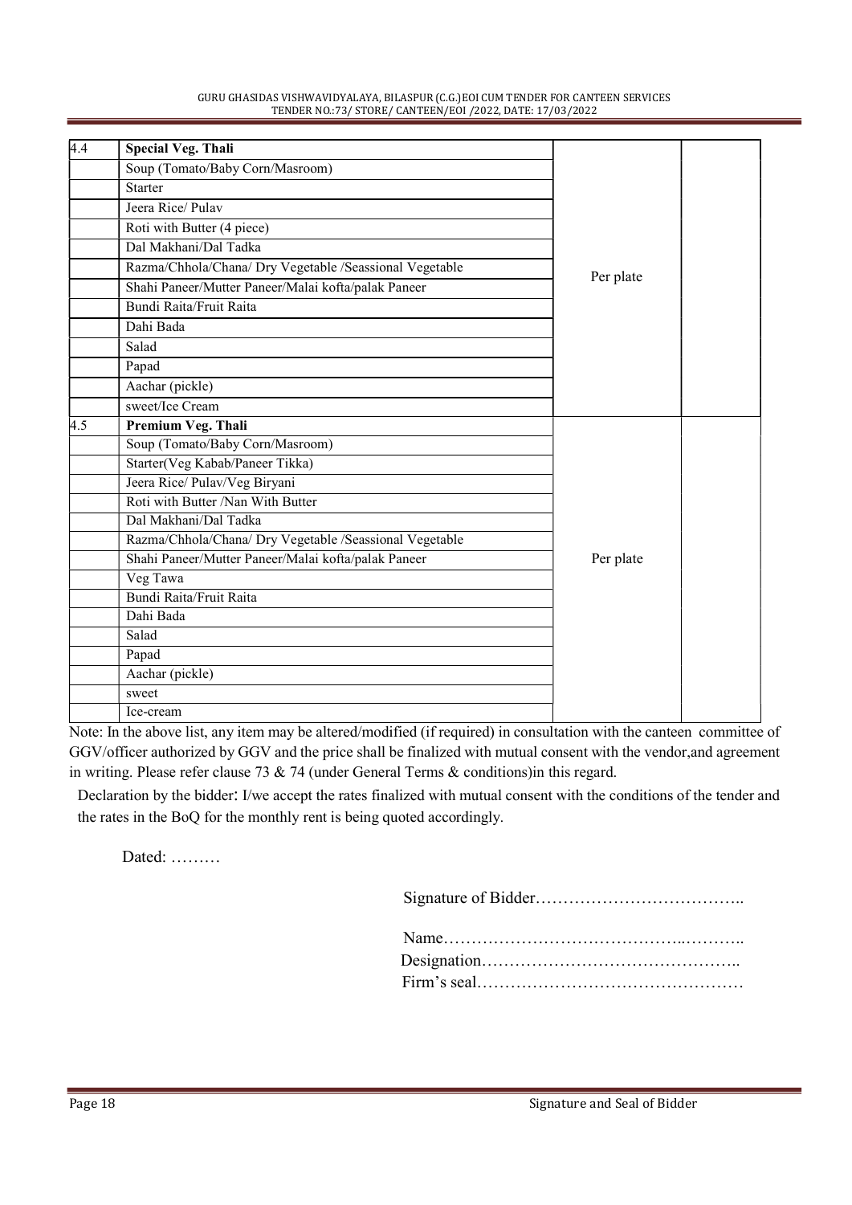| 4.4 | **Special Veg. Thali** | Per plate | |
|---|---|---|---|
| | Soup (Tomato/Baby Corn/Masroom) | | |
| | Starter | | |
| | Jeera Rice/ Pulav | | |
| | Roti with Butter (4 piece) | | |
| | Dal Makhani/Dal Tadka | | |
| | Razma/Chhola/Chana/ Dry Vegetable /Seassional Vegetable | | |
| | Shahi Paneer/Mutter Paneer/Malai kofta/palak Paneer | | |
| | Bundi Raita/Fruit Raita | | |
| | Dahi Bada | | |
| | Salad | | |
| | Papad | | |
| | Aachar (pickle) | | |
| | sweet/Ice Cream | | |
| 4.5 | **Premium Veg. Thali** | Per plate | |
| | Soup (Tomato/Baby Corn/Masroom) | | |
| | Starter(Veg Kabab/Paneer Tikka) | | |
| | Jeera Rice/ Pulav/Veg Biryani | | |
| | Roti with Butter /Nan With Butter | | |
| | Dal Makhani/Dal Tadka | | |
| | Razma/Chhola/Chana/ Dry Vegetable /Seassional Vegetable | | |
| | Shahi Paneer/Mutter Paneer/Malai kofta/palak Paneer | | |
| | Veg Tawa | | |
| | Bundi Raita/Fruit Raita | | |
| | Dahi Bada | | |
| | Salad | | |
| | Papad | | |
| | Aachar (pickle) | | |
| | sweet | | |
| | Ice-cream | | |

Note: In the above list, any item may be altered/modified (if required) in consultation with the canteen committee of GGV/officer authorized by GGV and the price shall be finalized with mutual consent with the vendor,and agreement in writing. Please refer clause 73 & 74 (under General Terms & conditions)in this regard.

Declaration by the bidder: I/we accept the rates finalized with mutual consent with the conditions of the tender and the rates in the BoQ for the monthly rent is being quoted accordingly.

Dated: ………

Signature of Bidder………………………………..

Name……………………………………..………..

Designation………………………………………..

Firm's seal…………………………………………

Signature and Seal of Bidder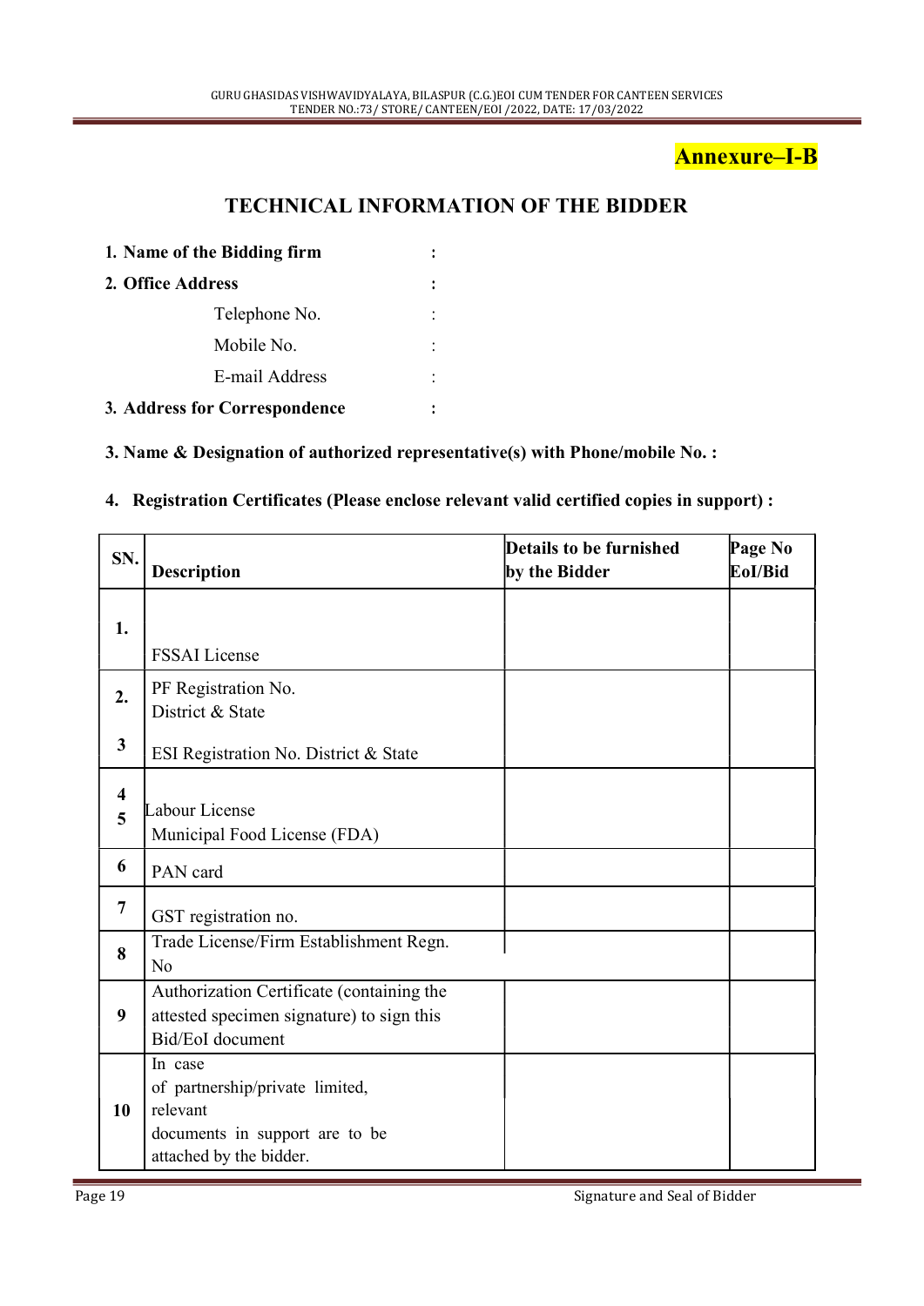**Annexure–I-B**

## TECHNICAL INFORMATION OF THE BIDDER

1. **Name of the Bidding firm** :
2. **Office Address** :
   - Telephone No. :
   - Mobile No. :
   - E-mail Address :
3. **Address for Correspondence** :

**3. Name & Designation of authorized representative(s) with Phone/mobile No. :**

**4. Registration Certificates (Please enclose relevant valid certified copies in support) :**

| SN. | Description | Details to be furnished by the Bidder | Page No EoI/Bid |
|---|---|---|---|
| 1. | FSSAI License | | |
| 2. | PF Registration No. District & State | | |
| 3 | ESI Registration No. District & State | | |
| 4 | Labour License | | |
| 5 | Municipal Food License (FDA) | | |
| 6 | PAN card | | |
| 7 | GST registration no. | | |
| 8 | Trade License/Firm Establishment Regn. No | | |
| 9 | Authorization Certificate (containing the attested specimen signature) to sign this Bid/EoI document | | |
| 10 | In case of partnership/private limited, relevant documents in support are to be attached by the bidder. | | |

Signature and Seal of Bidder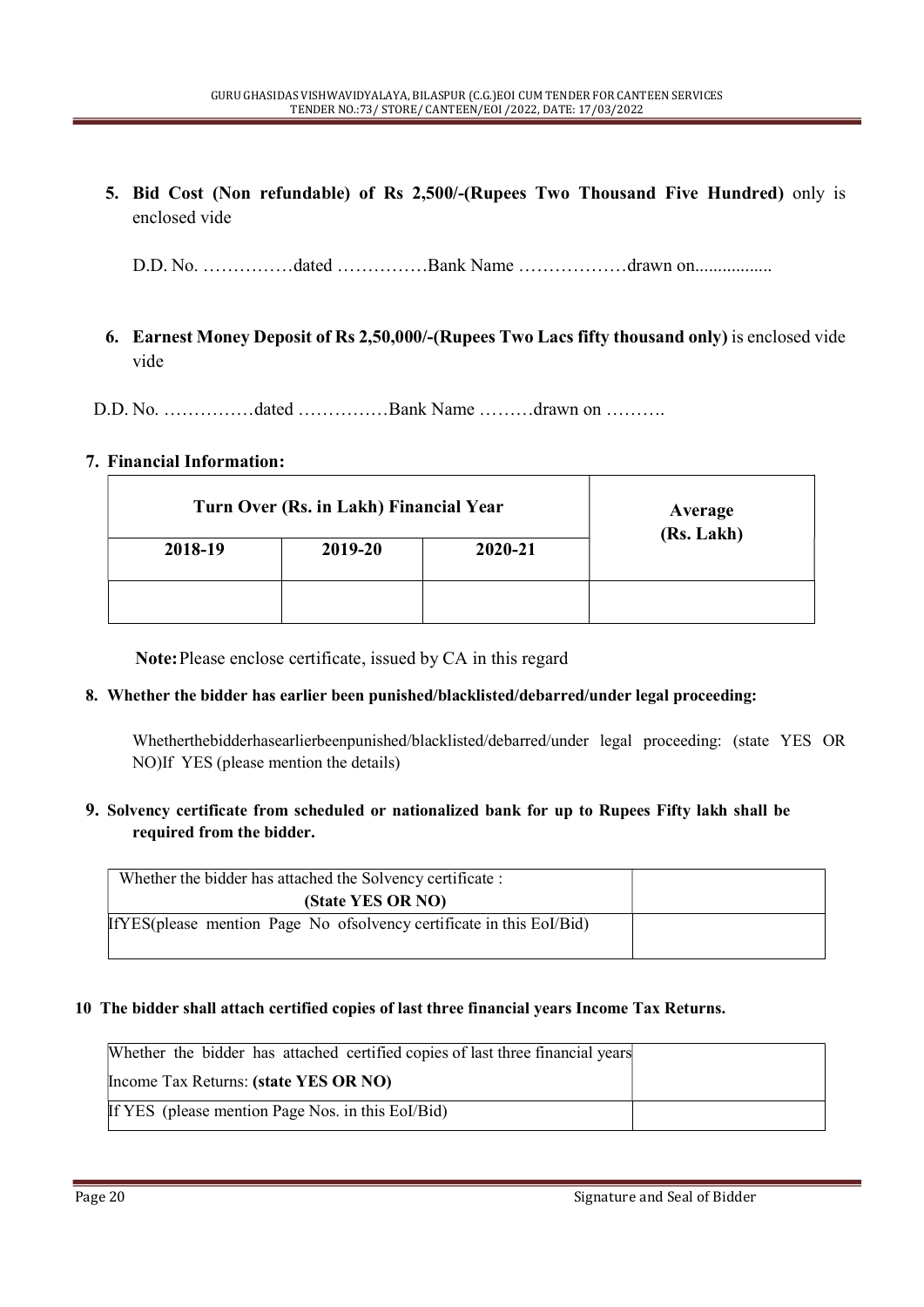5. **Bid Cost (Non refundable) of Rs 2,500/-(Rupees Two Thousand Five Hundred)** only is enclosed vide

   D.D. No. ……………dated ……………Bank Name ………………drawn on.................

6. **Earnest Money Deposit of Rs 2,50,000/-(Rupees Two Lacs fifty thousand only)** is enclosed vide vide

D.D. No. ……………dated ……………Bank Name ………drawn on ……….

7. **Financial Information:**

| **Turn Over (Rs. in Lakh) Financial Year** | | | **Average (Rs. Lakh)** |
|---|---|---|---|
| **2018-19** | **2019-20** | **2020-21** | |
| | | | |

**Note:** Please enclose certificate, issued by CA in this regard

8. **Whether the bidder has earlier been punished/blacklisted/debarred/under legal proceeding:**

   Whetherthebidderhasearlierbeenpunished/blacklisted/debarred/under legal proceeding: (state YES OR NO)If YES (please mention the details)

9. **Solvency certificate from scheduled or nationalized bank for up to Rupees Fifty lakh shall be required from the bidder.**

| Whether the bidder has attached the Solvency certificate : **(State YES OR NO)** | |
|---|---|
| IfYES(please mention Page No ofsolvency certificate in this EoI/Bid) | |

10 **The bidder shall attach certified copies of last three financial years Income Tax Returns.**

| Whether the bidder has attached certified copies of last three financial years Income Tax Returns: **(state YES OR NO)** | |
|---|---|
| If YES (please mention Page Nos. in this EoI/Bid) | |

Signature and Seal of Bidder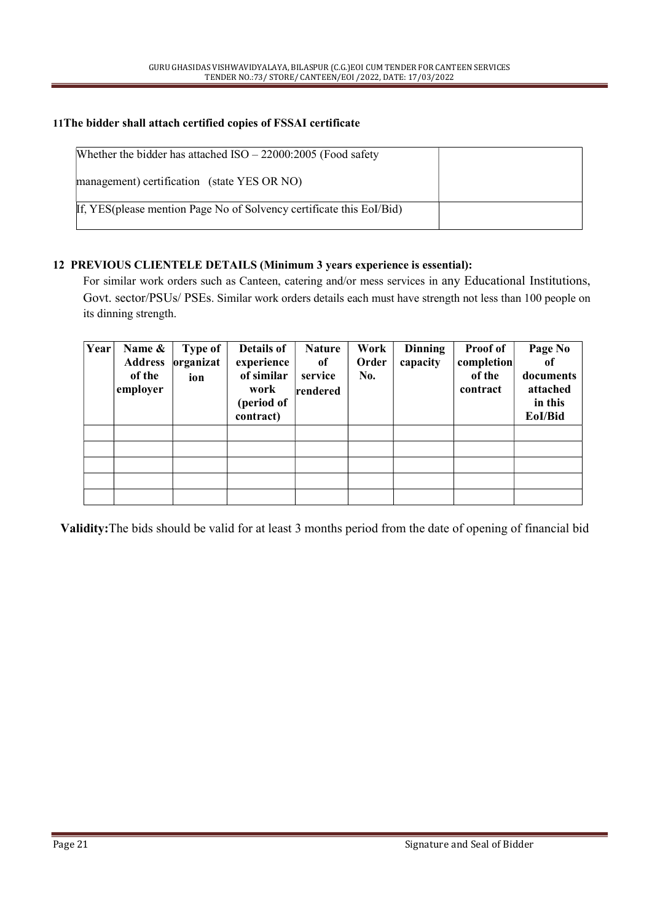**11 The bidder shall attach certified copies of FSSAI certificate**

| Whether the bidder has attached ISO – 22000:2005 (Food safety management) certification (state YES OR NO) | |
|---|---|
| If, YES(please mention Page No of Solvency certificate this EoI/Bid) | |

**12 PREVIOUS CLIENTELE DETAILS (Minimum 3 years experience is essential):**

For similar work orders such as Canteen, catering and/or mess services in any Educational Institutions, Govt. sector/PSUs/ PSEs. Similar work orders details each must have strength not less than 100 people on its dinning strength.

| Year | Name & Address of the employer | Type of organization | Details of experience of similar work (period of contract) | Nature of service rendered | Work Order No. | Dinning capacity | Proof of completion of the contract | Page No of documents attached in this EoI/Bid |
|---|---|---|---|---|---|---|---|---|
| | | | | | | | | |
| | | | | | | | | |
| | | | | | | | | |
| | | | | | | | | |
| | | | | | | | | |

**Validity:** The bids should be valid for at least 3 months period from the date of opening of financial bid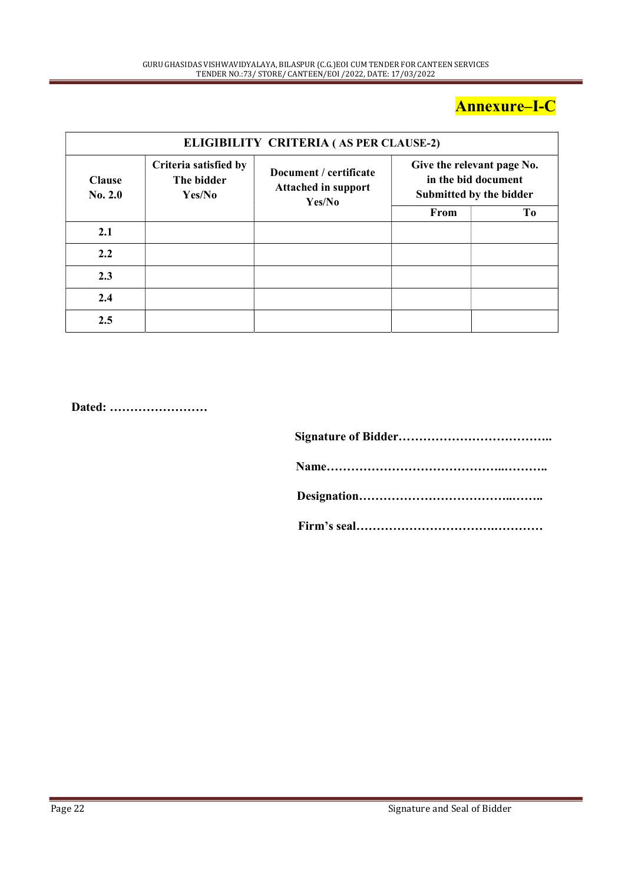## Annexure–I-C

| ELIGIBILITY CRITERIA ( AS PER CLAUSE-2) | | | | |
|---|---|---|---|---|
| Clause No. 2.0 | Criteria satisfied by The bidder Yes/No | Document / certificate Attached in support Yes/No | Give the relevant page No. in the bid document Submitted by the bidder | |
| | | | From | To |
| 2.1 | | | | |
| 2.2 | | | | |
| 2.3 | | | | |
| 2.4 | | | | |
| 2.5 | | | | |

**Dated: ……………………**

**Signature of Bidder………………………………..**

**Name……………………………………..………..**

**Designation………………………………..……..**

**Firm's seal……………………………….…………**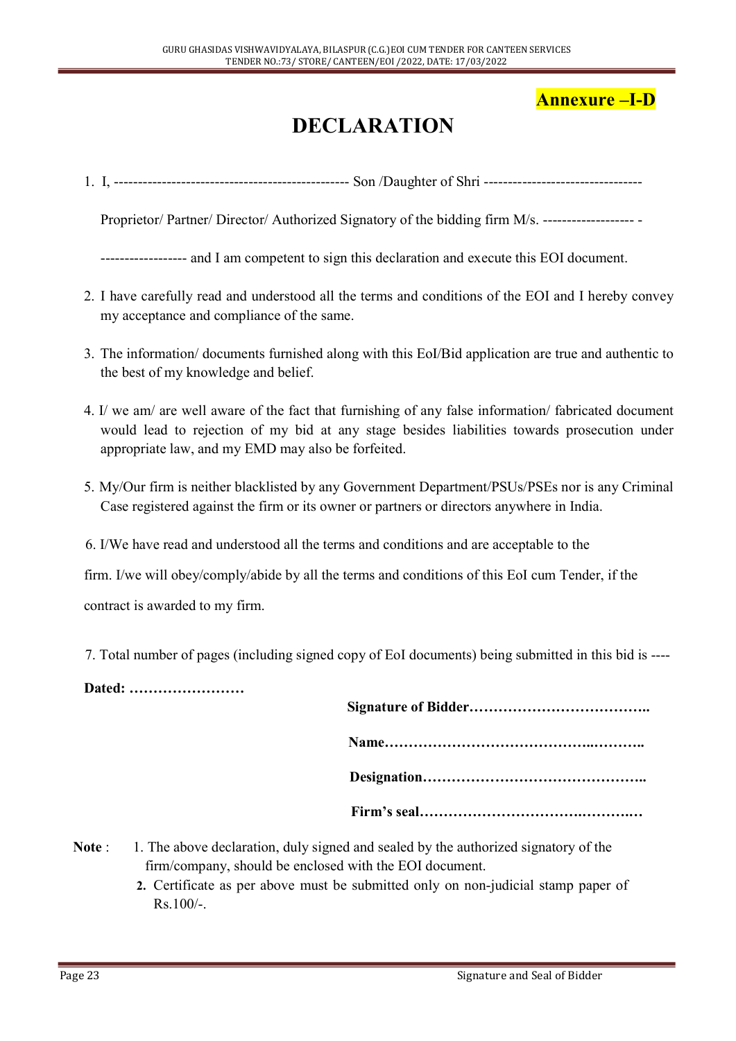**Annexure –I-D**

# DECLARATION

1. I, ------------------------------------------------ Son /Daughter of Shri ---------------------------------

   Proprietor/ Partner/ Director/ Authorized Signatory of the bidding firm M/s. ------------------- -

   ----------------- and I am competent to sign this declaration and execute this EOI document.

2. I have carefully read and understood all the terms and conditions of the EOI and I hereby convey my acceptance and compliance of the same.

3. The information/ documents furnished along with this EoI/Bid application are true and authentic to the best of my knowledge and belief.

4. I/ we am/ are well aware of the fact that furnishing of any false information/ fabricated document would lead to rejection of my bid at any stage besides liabilities towards prosecution under appropriate law, and my EMD may also be forfeited.

5. My/Our firm is neither blacklisted by any Government Department/PSUs/PSEs nor is any Criminal Case registered against the firm or its owner or partners or directors anywhere in India.

6. I/We have read and understood all the terms and conditions and are acceptable to the firm. I/we will obey/comply/abide by all the terms and conditions of this EoI cum Tender, if the contract is awarded to my firm.

7. Total number of pages (including signed copy of EoI documents) being submitted in this bid is ----

**Dated: ……………………**

**Signature of Bidder………………………………..**

**Name……………………………………..………..**

**Designation………………………………………..**

**Firm's seal…………………………….……….…**

**Note** :

1. The above declaration, duly signed and sealed by the authorized signatory of the firm/company, should be enclosed with the EOI document.
2. Certificate as per above must be submitted only on non-judicial stamp paper of Rs.100/-.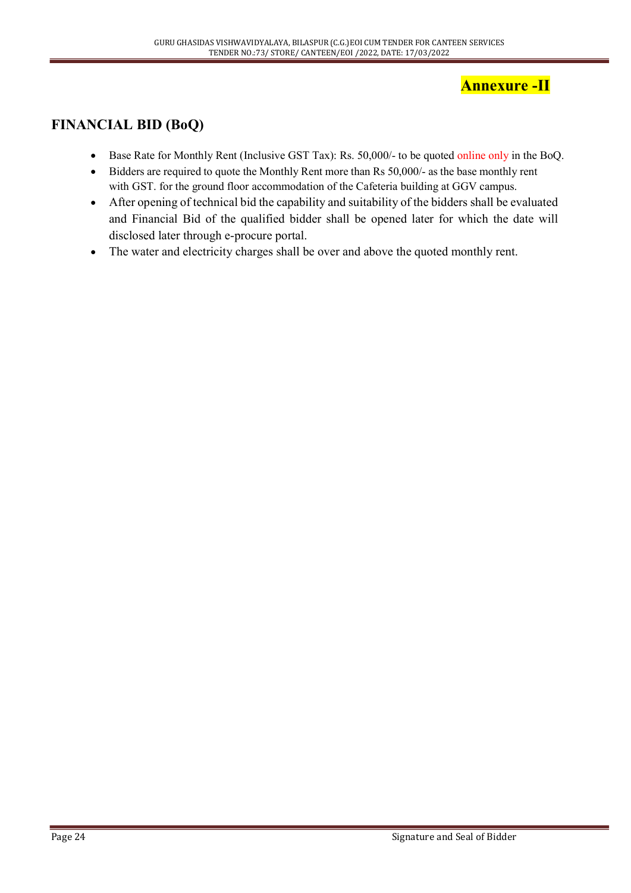**Annexure -II**

## FINANCIAL BID (BoQ)

- Base Rate for Monthly Rent (Inclusive GST Tax): Rs. 50,000/- to be quoted online only in the BoQ.
- Bidders are required to quote the Monthly Rent more than Rs 50,000/- as the base monthly rent with GST. for the ground floor accommodation of the Cafeteria building at GGV campus.
- After opening of technical bid the capability and suitability of the bidders shall be evaluated and Financial Bid of the qualified bidder shall be opened later for which the date will disclosed later through e-procure portal.
- The water and electricity charges shall be over and above the quoted monthly rent.

Signature and Seal of Bidder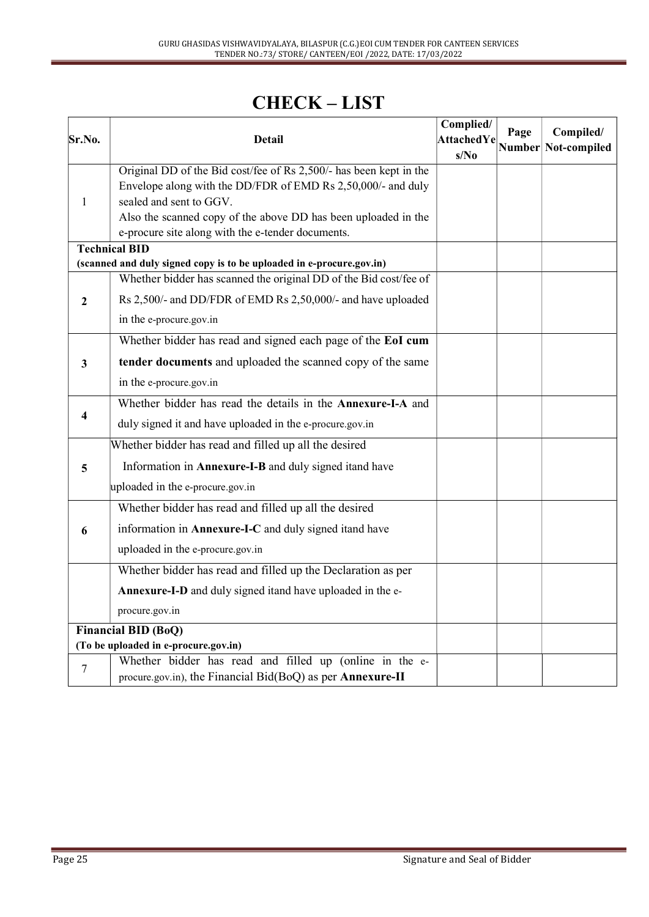# CHECK – LIST

| Sr.No. | Detail | Complied/ AttachedYes/No | Page Number | Compiled/ Not-compiled |
|---|---|---|---|---|
| 1 | Original DD of the Bid cost/fee of Rs 2,500/- has been kept in the Envelope along with the DD/FDR of EMD Rs 2,50,000/- and duly sealed and sent to GGV. Also the scanned copy of the above DD has been uploaded in the e-procure site along with the e-tender documents. | | | |
| **Technical BID** **(scanned and duly signed copy is to be uploaded in e-procure.gov.in)** | | | | |
| **2** | Whether bidder has scanned the original DD of the Bid cost/fee of Rs 2,500/- and DD/FDR of EMD Rs 2,50,000/- and have uploaded in the e-procure.gov.in | | | |
| **3** | Whether bidder has read and signed each page of the **EoI cum tender documents** and uploaded the scanned copy of the same in the e-procure.gov.in | | | |
| **4** | Whether bidder has read the details in the **Annexure-I-A** and duly signed it and have uploaded in the e-procure.gov.in | | | |
| **5** | Whether bidder has read and filled up all the desired Information in **Annexure-I-B** and duly signed itand have uploaded in the e-procure.gov.in | | | |
| **6** | Whether bidder has read and filled up all the desired information in **Annexure-I-C** and duly signed itand have uploaded in the e-procure.gov.in | | | |
| | Whether bidder has read and filled up the Declaration as per **Annexure-I-D** and duly signed itand have uploaded in the e-procure.gov.in | | | |
| **Financial BID (BoQ)** **(To be uploaded in e-procure.gov.in)** | | | | |
| 7 | Whether bidder has read and filled up (online in the e-procure.gov.in), the Financial Bid(BoQ) as per **Annexure-II** | | | |

Signature and Seal of Bidder